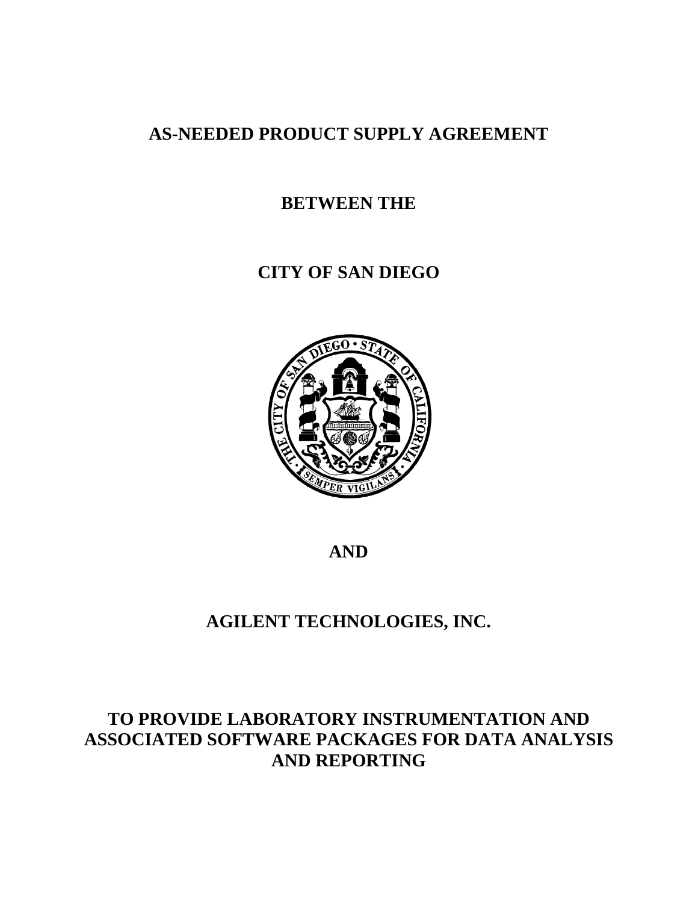# AS-NEEDED PRODUCT SUPPLY AGREEMENT

# BETWEEN THE

# CITY OF SAN DIEGO

# AND

# AGILENT TECHNOLOGIES, INC.

# TO PROVIDE LABORATORY INSTRUMENTATION AND ASSOCIATED SOFTWARE PACKAGES FOR DATA ANALYSIS AND REPORTING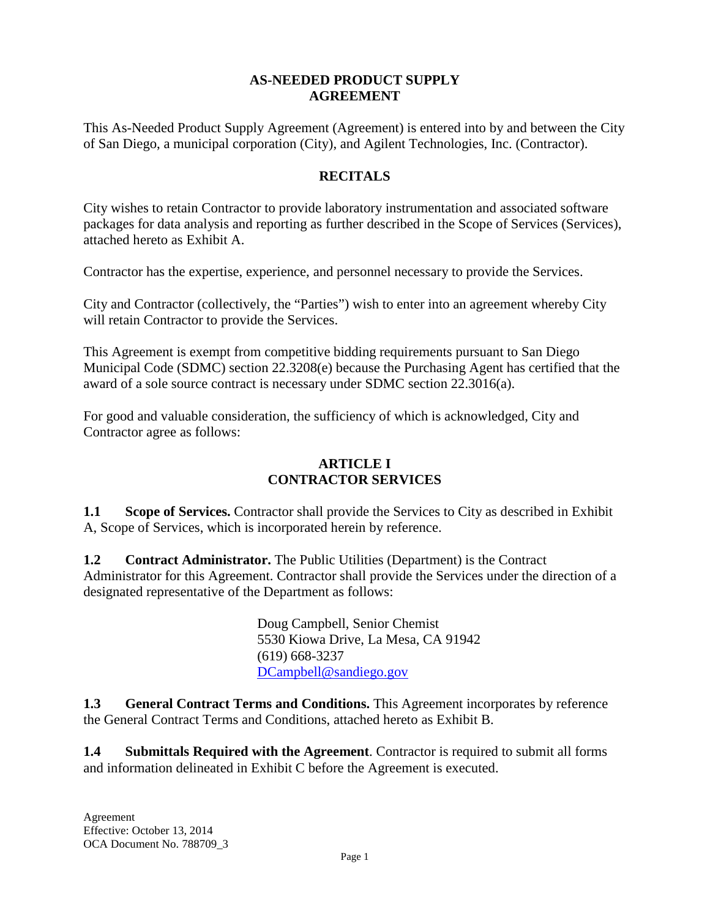# AS-NEEDED PRODUCT SUPPLY AGREEMENT

This As-Needed Product Supply Agreement (Agreement) is entered into by and between the City of San Diego, a municipal corporation (City), and Agilent Technologies, Inc. (Contractor).

## RECITALS

City wishes to retain Contractor to provide laboratory instrumentation and associated software packages for data analysis and reporting as further described in the Scope of Services (Services), attached hereto as Exhibit A.

Contractor has the expertise, experience, and personnel necessary to provide the Services.

City and Contractor (collectively, the "Parties") wish to enter into an agreement whereby City will retain Contractor to provide the Services.

This Agreement is exempt from competitive bidding requirements pursuant to San Diego Municipal Code (SDMC) section 22.3208(e) because the Purchasing Agent has certified that the award of a sole source contract is necessary under SDMC section 22.3016(a).

For good and valuable consideration, the sufficiency of which is acknowledged, City and Contractor agree as follows:

## ARTICLE I
## CONTRACTOR SERVICES

**1.1 Scope of Services.** Contractor shall provide the Services to City as described in Exhibit A, Scope of Services, which is incorporated herein by reference.

**1.2 Contract Administrator.** The Public Utilities (Department) is the Contract Administrator for this Agreement. Contractor shall provide the Services under the direction of a designated representative of the Department as follows:

Doug Campbell, Senior Chemist
5530 Kiowa Drive, La Mesa, CA 91942
(619) 668-3237
DCampbell@sandiego.gov

**1.3 General Contract Terms and Conditions.** This Agreement incorporates by reference the General Contract Terms and Conditions, attached hereto as Exhibit B.

**1.4 Submittals Required with the Agreement**. Contractor is required to submit all forms and information delineated in Exhibit C before the Agreement is executed.

Agreement
Effective: October 13, 2014
OCA Document No. 788709_3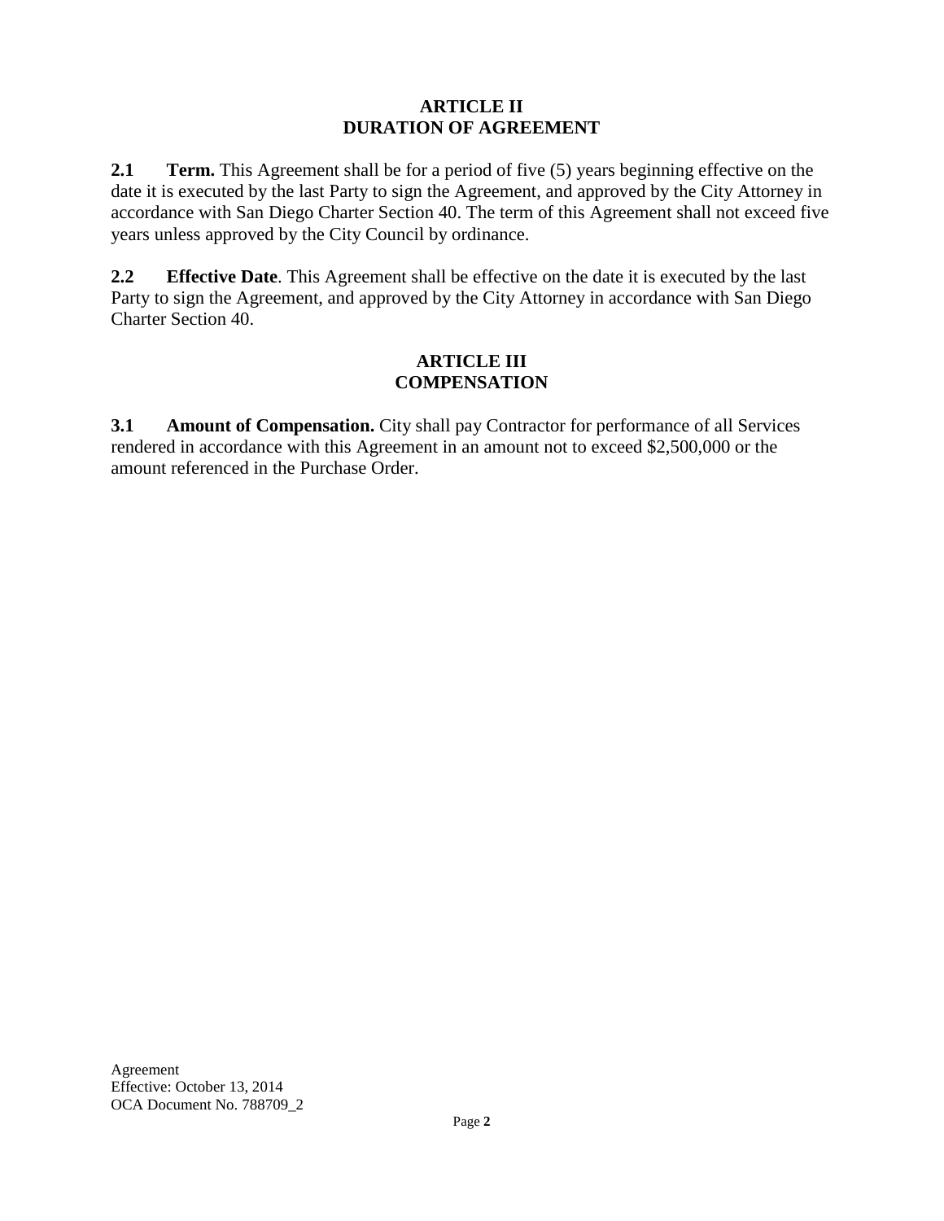## ARTICLE II
## DURATION OF AGREEMENT

**2.1 Term.** This Agreement shall be for a period of five (5) years beginning effective on the date it is executed by the last Party to sign the Agreement, and approved by the City Attorney in accordance with San Diego Charter Section 40. The term of this Agreement shall not exceed five years unless approved by the City Council by ordinance.

**2.2 Effective Date**. This Agreement shall be effective on the date it is executed by the last Party to sign the Agreement, and approved by the City Attorney in accordance with San Diego Charter Section 40.

## ARTICLE III
## COMPENSATION

**3.1 Amount of Compensation.** City shall pay Contractor for performance of all Services rendered in accordance with this Agreement in an amount not to exceed $2,500,000 or the amount referenced in the Purchase Order.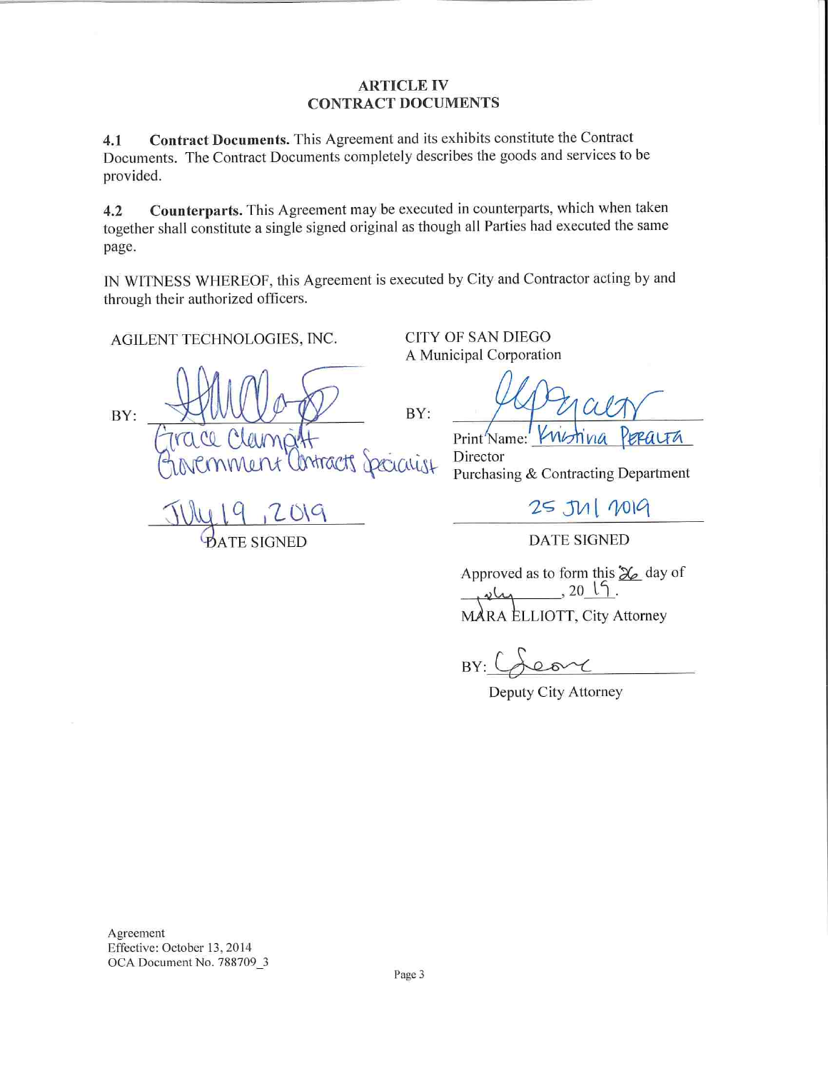## ARTICLE IV
## CONTRACT DOCUMENTS

**4.1 Contract Documents.** This Agreement and its exhibits constitute the Contract Documents. The Contract Documents completely describes the goods and services to be provided.

**4.2 Counterparts.** This Agreement may be executed in counterparts, which when taken together shall constitute a single signed original as though all Parties had executed the same page.

IN WITNESS WHEREOF, this Agreement is executed by City and Contractor acting by and through their authorized officers.

AGILENT TECHNOLOGIES, INC.

BY: ____________________
Grace Clampitt
Government Contracts Specialist

July 19, 2019
DATE SIGNED

CITY OF SAN DIEGO
A Municipal Corporation

BY: ____________________
Print Name: Kristina Peralta
Director
Purchasing & Contracting Department

25 Jul 2019
DATE SIGNED

Approved as to form this 26 day of July, 2019.

MARA ELLIOTT, City Attorney

BY: ____________________
Deputy City Attorney

Agreement
Effective: October 13, 2014
OCA Document No. 788709_3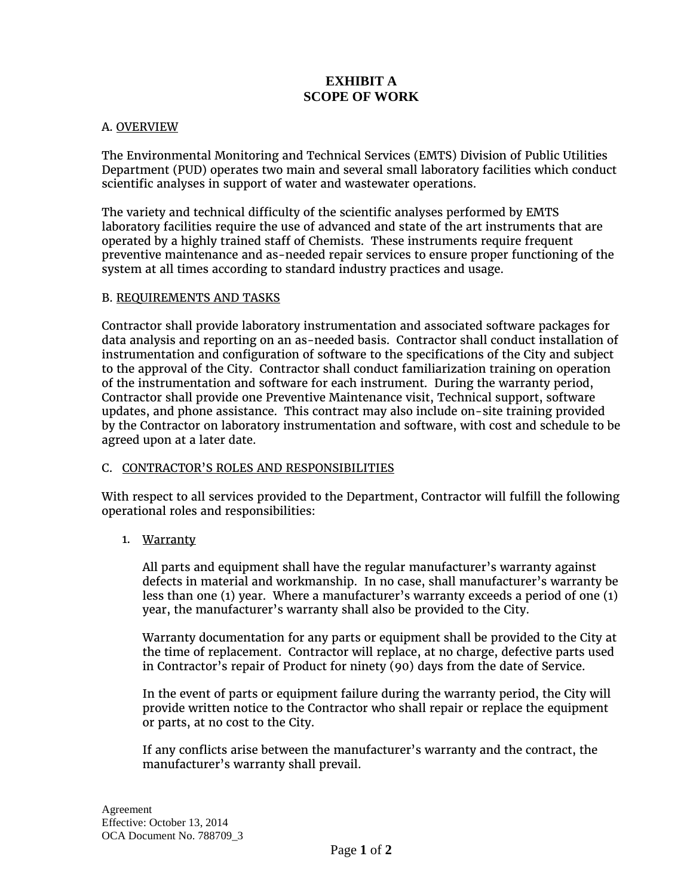# EXHIBIT A
# SCOPE OF WORK

A. <u>OVERVIEW</u>

The Environmental Monitoring and Technical Services (EMTS) Division of Public Utilities Department (PUD) operates two main and several small laboratory facilities which conduct scientific analyses in support of water and wastewater operations.

The variety and technical difficulty of the scientific analyses performed by EMTS laboratory facilities require the use of advanced and state of the art instruments that are operated by a highly trained staff of Chemists. These instruments require frequent preventive maintenance and as-needed repair services to ensure proper functioning of the system at all times according to standard industry practices and usage.

B. <u>REQUIREMENTS AND TASKS</u>

Contractor shall provide laboratory instrumentation and associated software packages for data analysis and reporting on an as-needed basis. Contractor shall conduct installation of instrumentation and configuration of software to the specifications of the City and subject to the approval of the City. Contractor shall conduct familiarization training on operation of the instrumentation and software for each instrument. During the warranty period, Contractor shall provide one Preventive Maintenance visit, Technical support, software updates, and phone assistance. This contract may also include on-site training provided by the Contractor on laboratory instrumentation and software, with cost and schedule to be agreed upon at a later date.

C. <u>CONTRACTOR'S ROLES AND RESPONSIBILITIES</u>

With respect to all services provided to the Department, Contractor will fulfill the following operational roles and responsibilities:

1. <u>Warranty</u>

   All parts and equipment shall have the regular manufacturer's warranty against defects in material and workmanship. In no case, shall manufacturer's warranty be less than one (1) year. Where a manufacturer's warranty exceeds a period of one (1) year, the manufacturer's warranty shall also be provided to the City.

   Warranty documentation for any parts or equipment shall be provided to the City at the time of replacement. Contractor will replace, at no charge, defective parts used in Contractor's repair of Product for ninety (90) days from the date of Service.

   In the event of parts or equipment failure during the warranty period, the City will provide written notice to the Contractor who shall repair or replace the equipment or parts, at no cost to the City.

   If any conflicts arise between the manufacturer's warranty and the contract, the manufacturer's warranty shall prevail.

Agreement
Effective: October 13, 2014
OCA Document No. 788709_3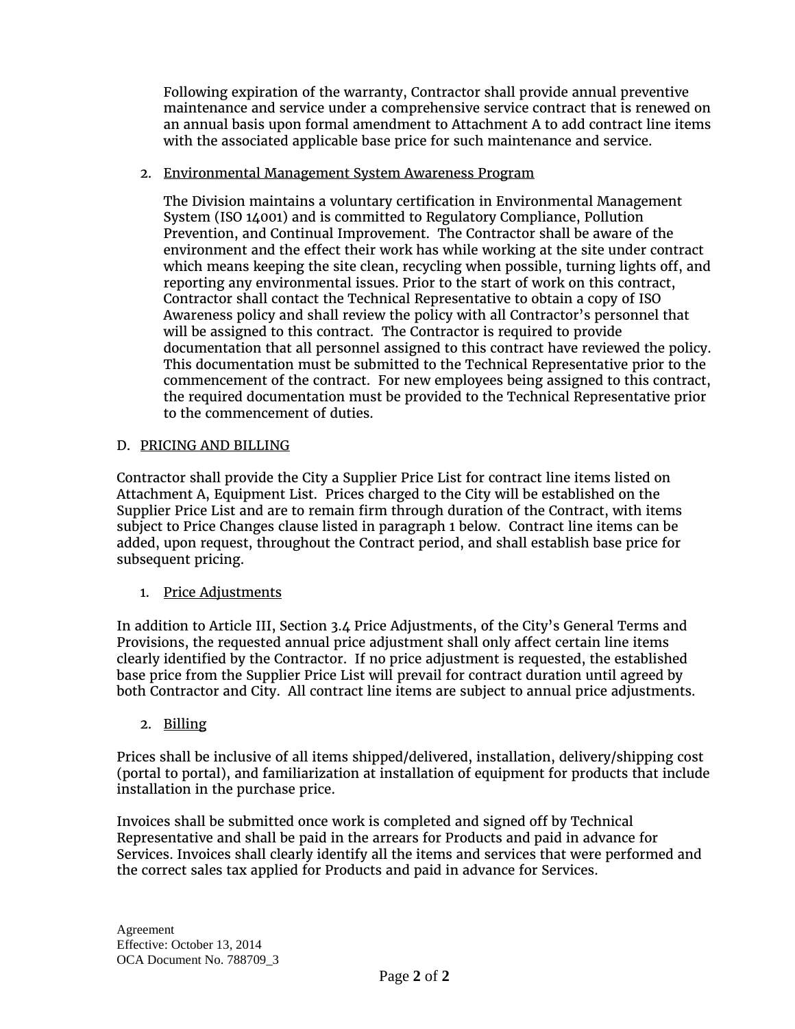Following expiration of the warranty, Contractor shall provide annual preventive maintenance and service under a comprehensive service contract that is renewed on an annual basis upon formal amendment to Attachment A to add contract line items with the associated applicable base price for such maintenance and service.

2. Environmental Management System Awareness Program

The Division maintains a voluntary certification in Environmental Management System (ISO 14001) and is committed to Regulatory Compliance, Pollution Prevention, and Continual Improvement. The Contractor shall be aware of the environment and the effect their work has while working at the site under contract which means keeping the site clean, recycling when possible, turning lights off, and reporting any environmental issues. Prior to the start of work on this contract, Contractor shall contact the Technical Representative to obtain a copy of ISO Awareness policy and shall review the policy with all Contractor's personnel that will be assigned to this contract. The Contractor is required to provide documentation that all personnel assigned to this contract have reviewed the policy. This documentation must be submitted to the Technical Representative prior to the commencement of the contract. For new employees being assigned to this contract, the required documentation must be provided to the Technical Representative prior to the commencement of duties.

D. PRICING AND BILLING

Contractor shall provide the City a Supplier Price List for contract line items listed on Attachment A, Equipment List. Prices charged to the City will be established on the Supplier Price List and are to remain firm through duration of the Contract, with items subject to Price Changes clause listed in paragraph 1 below. Contract line items can be added, upon request, throughout the Contract period, and shall establish base price for subsequent pricing.

1. Price Adjustments

In addition to Article III, Section 3.4 Price Adjustments, of the City's General Terms and Provisions, the requested annual price adjustment shall only affect certain line items clearly identified by the Contractor. If no price adjustment is requested, the established base price from the Supplier Price List will prevail for contract duration until agreed by both Contractor and City. All contract line items are subject to annual price adjustments.

2. Billing

Prices shall be inclusive of all items shipped/delivered, installation, delivery/shipping cost (portal to portal), and familiarization at installation of equipment for products that include installation in the purchase price.

Invoices shall be submitted once work is completed and signed off by Technical Representative and shall be paid in the arrears for Products and paid in advance for Services. Invoices shall clearly identify all the items and services that were performed and the correct sales tax applied for Products and paid in advance for Services.

Agreement
Effective: October 13, 2014
OCA Document No. 788709_3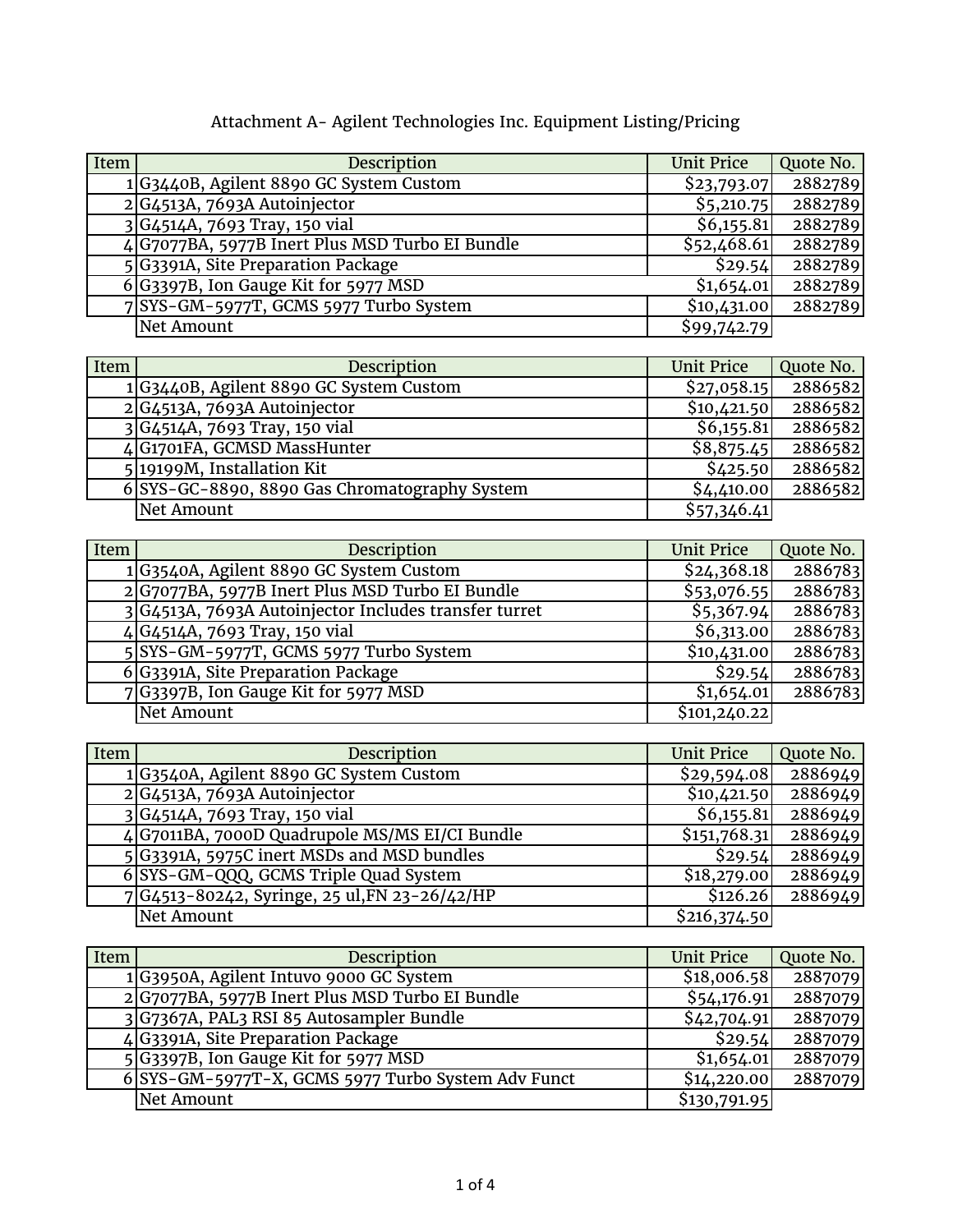# Attachment A- Agilent Technologies Inc. Equipment Listing/Pricing

| Item | Description | Unit Price | Quote No. |
|---|---|---|---|
| 1 | G3440B, Agilent 8890 GC System Custom | $23,793.07 | 2882789 |
| 2 | G4513A, 7693A Autoinjector | $5,210.75 | 2882789 |
| 3 | G4514A, 7693 Tray, 150 vial | $6,155.81 | 2882789 |
| 4 | G7077BA, 5977B Inert Plus MSD Turbo EI Bundle | $52,468.61 | 2882789 |
| 5 | G3391A, Site Preparation Package | $29.54 | 2882789 |
| 6 | G3397B, Ion Gauge Kit for 5977 MSD | $1,654.01 | 2882789 |
| 7 | SYS-GM-5977T, GCMS 5977 Turbo System | $10,431.00 | 2882789 |
| | Net Amount | $99,742.79 | |

| Item | Description | Unit Price | Quote No. |
|---|---|---|---|
| 1 | G3440B, Agilent 8890 GC System Custom | $27,058.15 | 2886582 |
| 2 | G4513A, 7693A Autoinjector | $10,421.50 | 2886582 |
| 3 | G4514A, 7693 Tray, 150 vial | $6,155.81 | 2886582 |
| 4 | G1701FA, GCMSD MassHunter | $8,875.45 | 2886582 |
| 5 | 19199M, Installation Kit | $425.50 | 2886582 |
| 6 | SYS-GC-8890, 8890 Gas Chromatography System | $4,410.00 | 2886582 |
| | Net Amount | $57,346.41 | |

| Item | Description | Unit Price | Quote No. |
|---|---|---|---|
| 1 | G3540A, Agilent 8890 GC System Custom | $24,368.18 | 2886783 |
| 2 | G7077BA, 5977B Inert Plus MSD Turbo EI Bundle | $53,076.55 | 2886783 |
| 3 | G4513A, 7693A Autoinjector Includes transfer turret | $5,367.94 | 2886783 |
| 4 | G4514A, 7693 Tray, 150 vial | $6,313.00 | 2886783 |
| 5 | SYS-GM-5977T, GCMS 5977 Turbo System | $10,431.00 | 2886783 |
| 6 | G3391A, Site Preparation Package | $29.54 | 2886783 |
| 7 | G3397B, Ion Gauge Kit for 5977 MSD | $1,654.01 | 2886783 |
| | Net Amount | $101,240.22 | |

| Item | Description | Unit Price | Quote No. |
|---|---|---|---|
| 1 | G3540A, Agilent 8890 GC System Custom | $29,594.08 | 2886949 |
| 2 | G4513A, 7693A Autoinjector | $10,421.50 | 2886949 |
| 3 | G4514A, 7693 Tray, 150 vial | $6,155.81 | 2886949 |
| 4 | G7011BA, 7000D Quadrupole MS/MS EI/CI Bundle | $151,768.31 | 2886949 |
| 5 | G3391A, 5975C inert MSDs and MSD bundles | $29.54 | 2886949 |
| 6 | SYS-GM-QQQ, GCMS Triple Quad System | $18,279.00 | 2886949 |
| 7 | G4513-80242, Syringe, 25 ul,FN 23-26/42/HP | $126.26 | 2886949 |
| | Net Amount | $216,374.50 | |

| Item | Description | Unit Price | Quote No. |
|---|---|---|---|
| 1 | G3950A, Agilent Intuvo 9000 GC System | $18,006.58 | 2887079 |
| 2 | G7077BA, 5977B Inert Plus MSD Turbo EI Bundle | $54,176.91 | 2887079 |
| 3 | G7367A, PAL3 RSI 85 Autosampler Bundle | $42,704.91 | 2887079 |
| 4 | G3391A, Site Preparation Package | $29.54 | 2887079 |
| 5 | G3397B, Ion Gauge Kit for 5977 MSD | $1,654.01 | 2887079 |
| 6 | SYS-GM-5977T-X, GCMS 5977 Turbo System Adv Funct | $14,220.00 | 2887079 |
| | Net Amount | $130,791.95 | |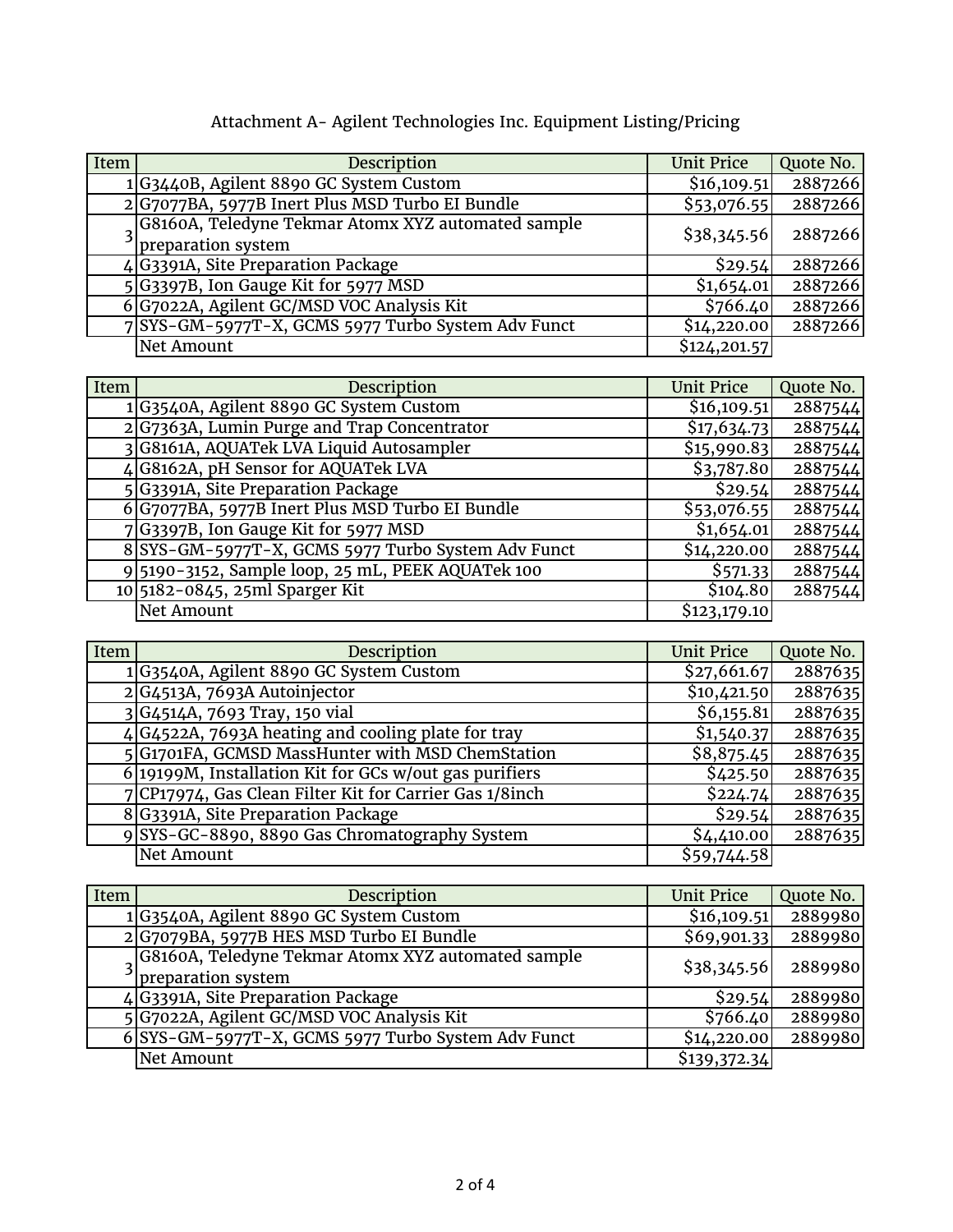Attachment A- Agilent Technologies Inc. Equipment Listing/Pricing

| Item | Description | Unit Price | Quote No. |
|---|---|---|---|
| 1 | G3440B, Agilent 8890 GC System Custom | $16,109.51 | 2887266 |
| 2 | G7077BA, 5977B Inert Plus MSD Turbo EI Bundle | $53,076.55 | 2887266 |
| 3 | G8160A, Teledyne Tekmar Atomx XYZ automated sample preparation system | $38,345.56 | 2887266 |
| 4 | G3391A, Site Preparation Package | $29.54 | 2887266 |
| 5 | G3397B, Ion Gauge Kit for 5977 MSD | $1,654.01 | 2887266 |
| 6 | G7022A, Agilent GC/MSD VOC Analysis Kit | $766.40 | 2887266 |
| 7 | SYS-GM-5977T-X, GCMS 5977 Turbo System Adv Funct | $14,220.00 | 2887266 |
| | Net Amount | $124,201.57 | |

| Item | Description | Unit Price | Quote No. |
|---|---|---|---|
| 1 | G3540A, Agilent 8890 GC System Custom | $16,109.51 | 2887544 |
| 2 | G7363A, Lumin Purge and Trap Concentrator | $17,634.73 | 2887544 |
| 3 | G8161A, AQUATek LVA Liquid Autosampler | $15,990.83 | 2887544 |
| 4 | G8162A, pH Sensor for AQUATek LVA | $3,787.80 | 2887544 |
| 5 | G3391A, Site Preparation Package | $29.54 | 2887544 |
| 6 | G7077BA, 5977B Inert Plus MSD Turbo EI Bundle | $53,076.55 | 2887544 |
| 7 | G3397B, Ion Gauge Kit for 5977 MSD | $1,654.01 | 2887544 |
| 8 | SYS-GM-5977T-X, GCMS 5977 Turbo System Adv Funct | $14,220.00 | 2887544 |
| 9 | 5190-3152, Sample loop, 25 mL, PEEK AQUATek 100 | $571.33 | 2887544 |
| 10 | 5182-0845, 25ml Sparger Kit | $104.80 | 2887544 |
| | Net Amount | $123,179.10 | |

| Item | Description | Unit Price | Quote No. |
|---|---|---|---|
| 1 | G3540A, Agilent 8890 GC System Custom | $27,661.67 | 2887635 |
| 2 | G4513A, 7693A Autoinjector | $10,421.50 | 2887635 |
| 3 | G4514A, 7693 Tray, 150 vial | $6,155.81 | 2887635 |
| 4 | G4522A, 7693A heating and cooling plate for tray | $1,540.37 | 2887635 |
| 5 | G1701FA, GCMSD MassHunter with MSD ChemStation | $8,875.45 | 2887635 |
| 6 | 19199M, Installation Kit for GCs w/out gas purifiers | $425.50 | 2887635 |
| 7 | CP17974, Gas Clean Filter Kit for Carrier Gas 1/8inch | $224.74 | 2887635 |
| 8 | G3391A, Site Preparation Package | $29.54 | 2887635 |
| 9 | SYS-GC-8890, 8890 Gas Chromatography System | $4,410.00 | 2887635 |
| | Net Amount | $59,744.58 | |

| Item | Description | Unit Price | Quote No. |
|---|---|---|---|
| 1 | G3540A, Agilent 8890 GC System Custom | $16,109.51 | 2889980 |
| 2 | G7079BA, 5977B HES MSD Turbo EI Bundle | $69,901.33 | 2889980 |
| 3 | G8160A, Teledyne Tekmar Atomx XYZ automated sample preparation system | $38,345.56 | 2889980 |
| 4 | G3391A, Site Preparation Package | $29.54 | 2889980 |
| 5 | G7022A, Agilent GC/MSD VOC Analysis Kit | $766.40 | 2889980 |
| 6 | SYS-GM-5977T-X, GCMS 5977 Turbo System Adv Funct | $14,220.00 | 2889980 |
| | Net Amount | $139,372.34 | |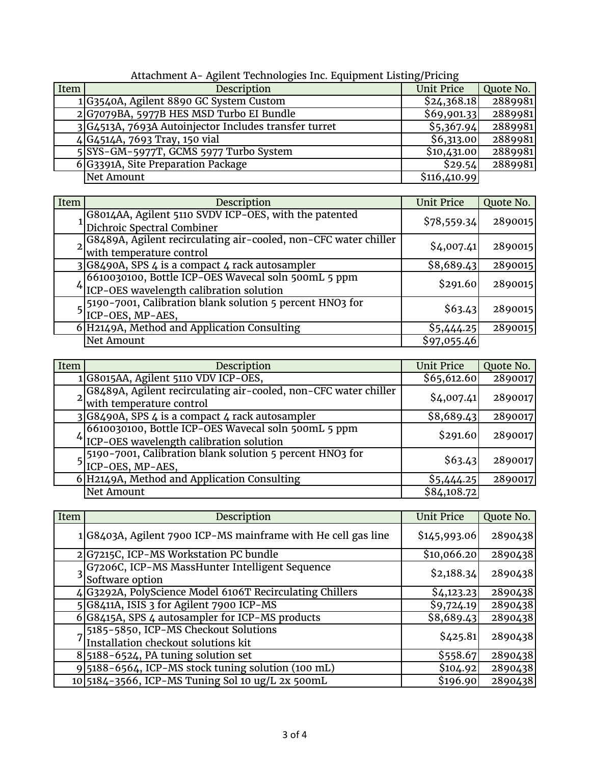Attachment A- Agilent Technologies Inc. Equipment Listing/Pricing

| Item | Description | Unit Price | Quote No. |
|---|---|---|---|
| 1 | G3540A, Agilent 8890 GC System Custom | $24,368.18 | 2889981 |
| 2 | G7079BA, 5977B HES MSD Turbo EI Bundle | $69,901.33 | 2889981 |
| 3 | G4513A, 7693A Autoinjector Includes transfer turret | $5,367.94 | 2889981 |
| 4 | G4514A, 7693 Tray, 150 vial | $6,313.00 | 2889981 |
| 5 | SYS-GM-5977T, GCMS 5977 Turbo System | $10,431.00 | 2889981 |
| 6 | G3391A, Site Preparation Package | $29.54 | 2889981 |
| | Net Amount | $116,410.99 | |

| Item | Description | Unit Price | Quote No. |
|---|---|---|---|
| 1 | G8014AA, Agilent 5110 SVDV ICP-OES, with the patented Dichroic Spectral Combiner | $78,559.34 | 2890015 |
| 2 | G8489A, Agilent recirculating air-cooled, non-CFC water chiller with temperature control | $4,007.41 | 2890015 |
| 3 | G8490A, SPS 4 is a compact 4 rack autosampler | $8,689.43 | 2890015 |
| 4 | 6610030100, Bottle ICP-OES Wavecal soln 500mL 5 ppm ICP-OES wavelength calibration solution | $291.60 | 2890015 |
| 5 | 5190-7001, Calibration blank solution 5 percent HNO3 for ICP-OES, MP-AES, | $63.43 | 2890015 |
| 6 | H2149A, Method and Application Consulting | $5,444.25 | 2890015 |
| | Net Amount | $97,055.46 | |

| Item | Description | Unit Price | Quote No. |
|---|---|---|---|
| 1 | G8015AA, Agilent 5110 VDV ICP-OES, | $65,612.60 | 2890017 |
| 2 | G8489A, Agilent recirculating air-cooled, non-CFC water chiller with temperature control | $4,007.41 | 2890017 |
| 3 | G8490A, SPS 4 is a compact 4 rack autosampler | $8,689.43 | 2890017 |
| 4 | 6610030100, Bottle ICP-OES Wavecal soln 500mL 5 ppm ICP-OES wavelength calibration solution | $291.60 | 2890017 |
| 5 | 5190-7001, Calibration blank solution 5 percent HNO3 for ICP-OES, MP-AES, | $63.43 | 2890017 |
| 6 | H2149A, Method and Application Consulting | $5,444.25 | 2890017 |
| | Net Amount | $84,108.72 | |

| Item | Description | Unit Price | Quote No. |
|---|---|---|---|
| 1 | G8403A, Agilent 7900 ICP-MS mainframe with He cell gas line | $145,993.06 | 2890438 |
| 2 | G7215C, ICP-MS Workstation PC bundle | $10,066.20 | 2890438 |
| 3 | G7206C, ICP-MS MassHunter Intelligent Sequence Software option | $2,188.34 | 2890438 |
| 4 | G3292A, PolyScience Model 6106T Recirculating Chillers | $4,123.23 | 2890438 |
| 5 | G8411A, ISIS 3 for Agilent 7900 ICP-MS | $9,724.19 | 2890438 |
| 6 | G8415A, SPS 4 autosampler for ICP-MS products | $8,689.43 | 2890438 |
| 7 | 5185-5850, ICP-MS Checkout Solutions Installation checkout solutions kit | $425.81 | 2890438 |
| 8 | 5188-6524, PA tuning solution set | $558.67 | 2890438 |
| 9 | 5188-6564, ICP-MS stock tuning solution (100 mL) | $104.92 | 2890438 |
| 10 | 5184-3566, ICP-MS Tuning Sol 10 ug/L 2x 500mL | $196.90 | 2890438 |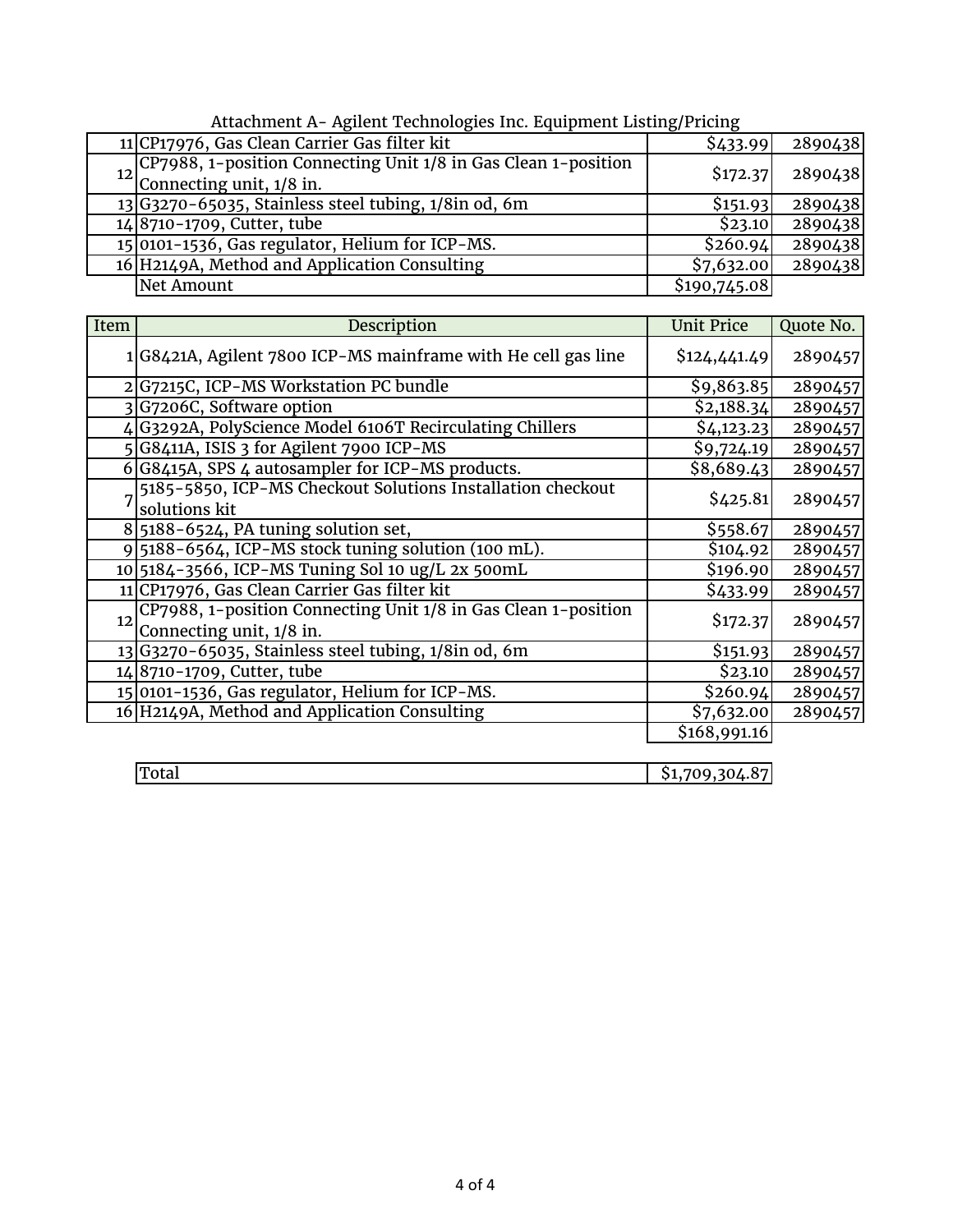Attachment A- Agilent Technologies Inc. Equipment Listing/Pricing

| | | | |
|---|---|---|---|
| 11 | CP17976, Gas Clean Carrier Gas filter kit | $433.99 | 2890438 |
| 12 | CP7988, 1-position Connecting Unit 1/8 in Gas Clean 1-position Connecting unit, 1/8 in. | $172.37 | 2890438 |
| 13 | G3270-65035, Stainless steel tubing, 1/8in od, 6m | $151.93 | 2890438 |
| 14 | 8710-1709, Cutter, tube | $23.10 | 2890438 |
| 15 | 0101-1536, Gas regulator, Helium for ICP-MS. | $260.94 | 2890438 |
| 16 | H2149A, Method and Application Consulting | $7,632.00 | 2890438 |
| | Net Amount | $190,745.08 | |

| Item | Description | Unit Price | Quote No. |
|---|---|---|---|
| 1 | G8421A, Agilent 7800 ICP-MS mainframe with He cell gas line | $124,441.49 | 2890457 |
| 2 | G7215C, ICP-MS Workstation PC bundle | $9,863.85 | 2890457 |
| 3 | G7206C, Software option | $2,188.34 | 2890457 |
| 4 | G3292A, PolyScience Model 6106T Recirculating Chillers | $4,123.23 | 2890457 |
| 5 | G8411A, ISIS 3 for Agilent 7900 ICP-MS | $9,724.19 | 2890457 |
| 6 | G8415A, SPS 4 autosampler for ICP-MS products. | $8,689.43 | 2890457 |
| 7 | 5185-5850, ICP-MS Checkout Solutions Installation checkout solutions kit | $425.81 | 2890457 |
| 8 | 5188-6524, PA tuning solution set, | $558.67 | 2890457 |
| 9 | 5188-6564, ICP-MS stock tuning solution (100 mL). | $104.92 | 2890457 |
| 10 | 5184-3566, ICP-MS Tuning Sol 10 ug/L 2x 500mL | $196.90 | 2890457 |
| 11 | CP17976, Gas Clean Carrier Gas filter kit | $433.99 | 2890457 |
| 12 | CP7988, 1-position Connecting Unit 1/8 in Gas Clean 1-position Connecting unit, 1/8 in. | $172.37 | 2890457 |
| 13 | G3270-65035, Stainless steel tubing, 1/8in od, 6m | $151.93 | 2890457 |
| 14 | 8710-1709, Cutter, tube | $23.10 | 2890457 |
| 15 | 0101-1536, Gas regulator, Helium for ICP-MS. | $260.94 | 2890457 |
| 16 | H2149A, Method and Application Consulting | $7,632.00 | 2890457 |
| | | $168,991.16 | |

| | |
|---|---|
| Total | $1,709,304.87 |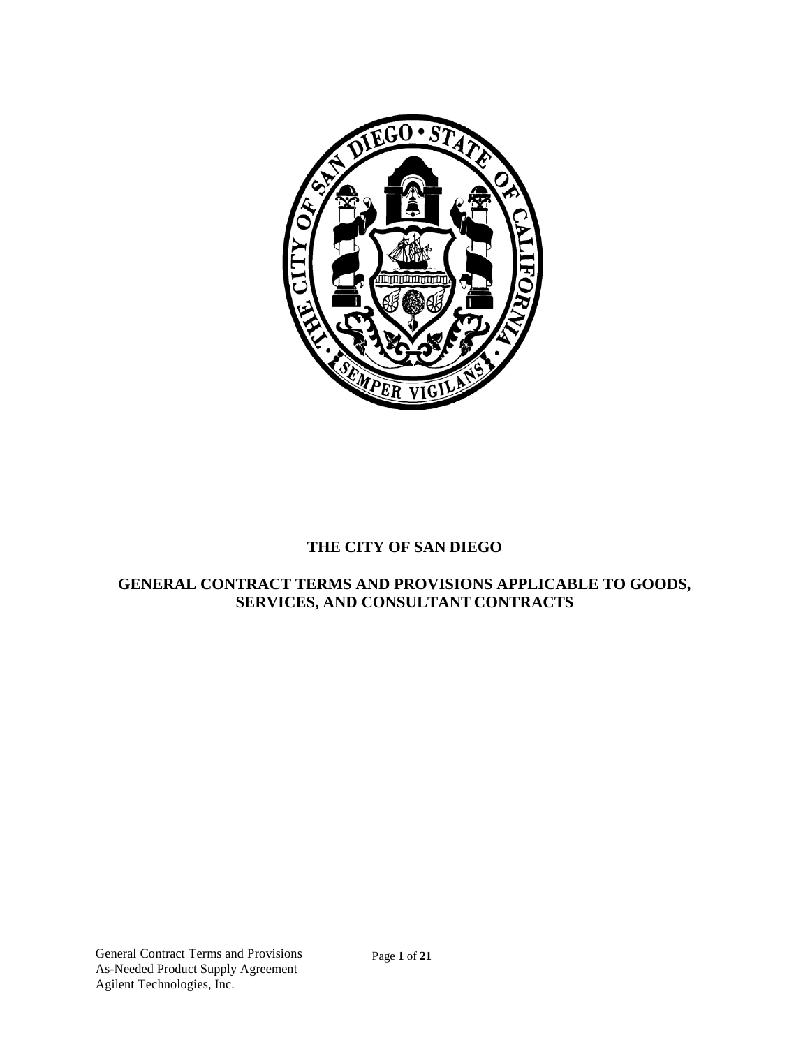**THE CITY OF SAN DIEGO**

**GENERAL CONTRACT TERMS AND PROVISIONS APPLICABLE TO GOODS, SERVICES, AND CONSULTANT CONTRACTS**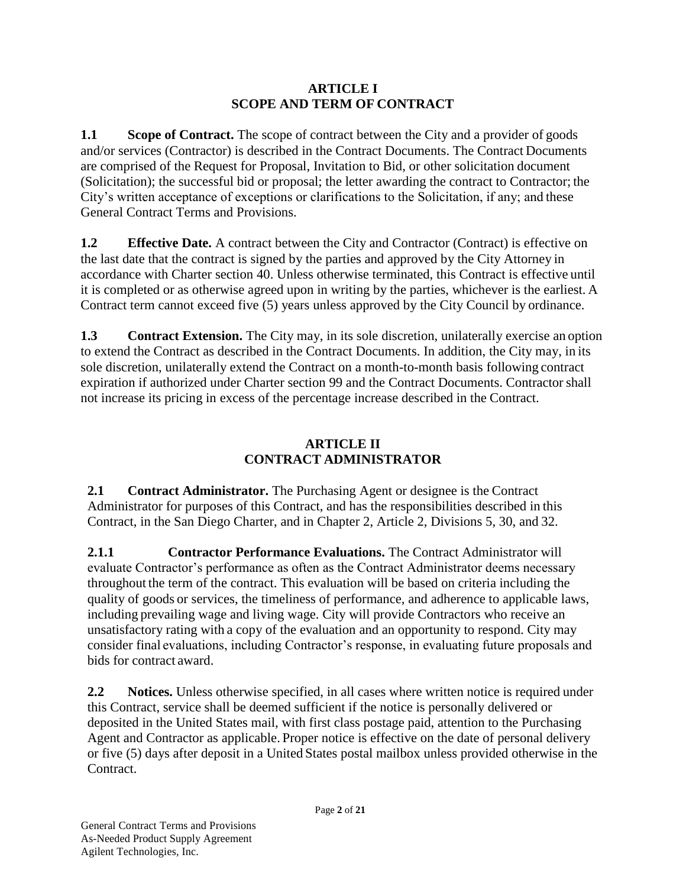## ARTICLE I
## SCOPE AND TERM OF CONTRACT

**1.1 Scope of Contract.** The scope of contract between the City and a provider of goods and/or services (Contractor) is described in the Contract Documents. The Contract Documents are comprised of the Request for Proposal, Invitation to Bid, or other solicitation document (Solicitation); the successful bid or proposal; the letter awarding the contract to Contractor; the City's written acceptance of exceptions or clarifications to the Solicitation, if any; and these General Contract Terms and Provisions.

**1.2 Effective Date.** A contract between the City and Contractor (Contract) is effective on the last date that the contract is signed by the parties and approved by the City Attorney in accordance with Charter section 40. Unless otherwise terminated, this Contract is effective until it is completed or as otherwise agreed upon in writing by the parties, whichever is the earliest. A Contract term cannot exceed five (5) years unless approved by the City Council by ordinance.

**1.3 Contract Extension.** The City may, in its sole discretion, unilaterally exercise an option to extend the Contract as described in the Contract Documents. In addition, the City may, in its sole discretion, unilaterally extend the Contract on a month-to-month basis following contract expiration if authorized under Charter section 99 and the Contract Documents. Contractor shall not increase its pricing in excess of the percentage increase described in the Contract.

## ARTICLE II
## CONTRACT ADMINISTRATOR

**2.1 Contract Administrator.** The Purchasing Agent or designee is the Contract Administrator for purposes of this Contract, and has the responsibilities described in this Contract, in the San Diego Charter, and in Chapter 2, Article 2, Divisions 5, 30, and 32.

**2.1.1 Contractor Performance Evaluations.** The Contract Administrator will evaluate Contractor's performance as often as the Contract Administrator deems necessary throughout the term of the contract. This evaluation will be based on criteria including the quality of goods or services, the timeliness of performance, and adherence to applicable laws, including prevailing wage and living wage. City will provide Contractors who receive an unsatisfactory rating with a copy of the evaluation and an opportunity to respond. City may consider final evaluations, including Contractor's response, in evaluating future proposals and bids for contract award.

**2.2 Notices.** Unless otherwise specified, in all cases where written notice is required under this Contract, service shall be deemed sufficient if the notice is personally delivered or deposited in the United States mail, with first class postage paid, attention to the Purchasing Agent and Contractor as applicable. Proper notice is effective on the date of personal delivery or five (5) days after deposit in a United States postal mailbox unless provided otherwise in the Contract.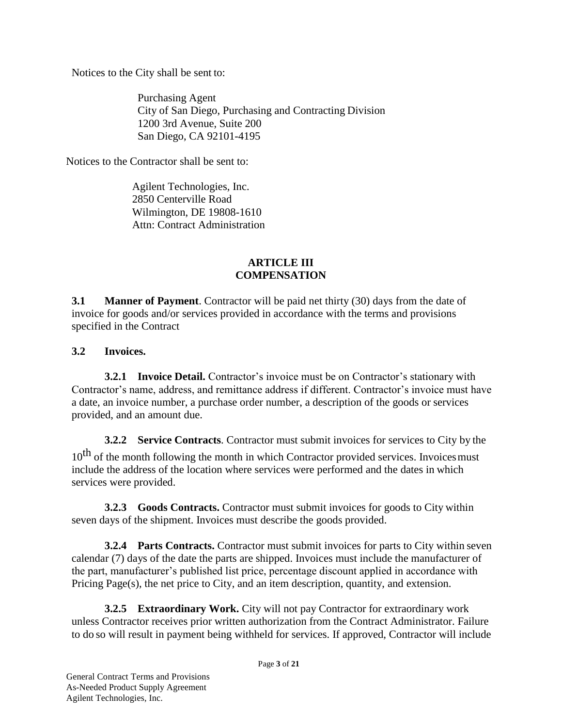Notices to the City shall be sent to:

Purchasing Agent
City of San Diego, Purchasing and Contracting Division
1200 3rd Avenue, Suite 200
San Diego, CA 92101-4195

Notices to the Contractor shall be sent to:

Agilent Technologies, Inc.
2850 Centerville Road
Wilmington, DE 19808-1610
Attn: Contract Administration

## ARTICLE III
## COMPENSATION

**3.1 Manner of Payment**. Contractor will be paid net thirty (30) days from the date of invoice for goods and/or services provided in accordance with the terms and provisions specified in the Contract

**3.2 Invoices.**

**3.2.1 Invoice Detail.** Contractor's invoice must be on Contractor's stationary with Contractor's name, address, and remittance address if different. Contractor's invoice must have a date, an invoice number, a purchase order number, a description of the goods or services provided, and an amount due.

**3.2.2 Service Contracts**. Contractor must submit invoices for services to City by the 10th of the month following the month in which Contractor provided services. Invoices must include the address of the location where services were performed and the dates in which services were provided.

**3.2.3 Goods Contracts.** Contractor must submit invoices for goods to City within seven days of the shipment. Invoices must describe the goods provided.

**3.2.4 Parts Contracts.** Contractor must submit invoices for parts to City within seven calendar (7) days of the date the parts are shipped. Invoices must include the manufacturer of the part, manufacturer's published list price, percentage discount applied in accordance with Pricing Page(s), the net price to City, and an item description, quantity, and extension.

**3.2.5 Extraordinary Work.** City will not pay Contractor for extraordinary work unless Contractor receives prior written authorization from the Contract Administrator. Failure to do so will result in payment being withheld for services. If approved, Contractor will include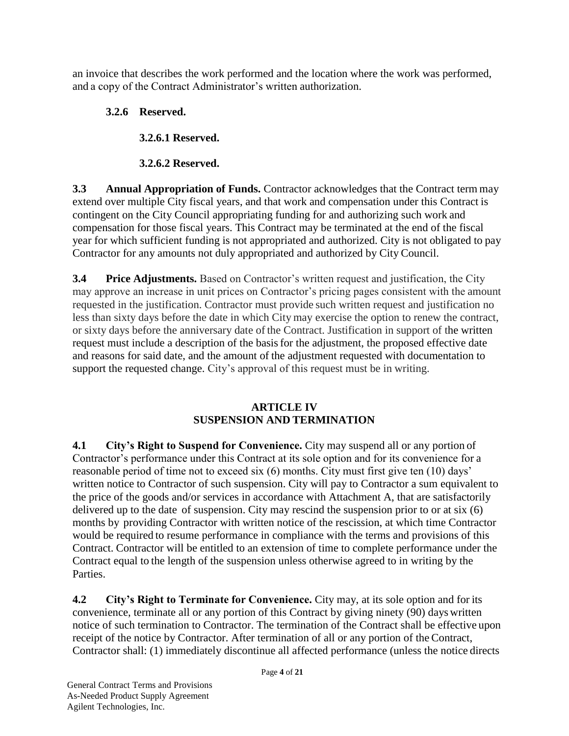an invoice that describes the work performed and the location where the work was performed, and a copy of the Contract Administrator's written authorization.

**3.2.6 Reserved.**

**3.2.6.1 Reserved.**

**3.2.6.2 Reserved.**

**3.3 Annual Appropriation of Funds.** Contractor acknowledges that the Contract term may extend over multiple City fiscal years, and that work and compensation under this Contract is contingent on the City Council appropriating funding for and authorizing such work and compensation for those fiscal years. This Contract may be terminated at the end of the fiscal year for which sufficient funding is not appropriated and authorized. City is not obligated to pay Contractor for any amounts not duly appropriated and authorized by City Council.

**3.4 Price Adjustments.** Based on Contractor's written request and justification, the City may approve an increase in unit prices on Contractor's pricing pages consistent with the amount requested in the justification. Contractor must provide such written request and justification no less than sixty days before the date in which City may exercise the option to renew the contract, or sixty days before the anniversary date of the Contract. Justification in support of the written request must include a description of the basis for the adjustment, the proposed effective date and reasons for said date, and the amount of the adjustment requested with documentation to support the requested change. City's approval of this request must be in writing.

## ARTICLE IV
## SUSPENSION AND TERMINATION

**4.1 City's Right to Suspend for Convenience.** City may suspend all or any portion of Contractor's performance under this Contract at its sole option and for its convenience for a reasonable period of time not to exceed six (6) months. City must first give ten (10) days' written notice to Contractor of such suspension. City will pay to Contractor a sum equivalent to the price of the goods and/or services in accordance with Attachment A, that are satisfactorily delivered up to the date of suspension. City may rescind the suspension prior to or at six (6) months by providing Contractor with written notice of the rescission, at which time Contractor would be required to resume performance in compliance with the terms and provisions of this Contract. Contractor will be entitled to an extension of time to complete performance under the Contract equal to the length of the suspension unless otherwise agreed to in writing by the Parties.

**4.2 City's Right to Terminate for Convenience.** City may, at its sole option and for its convenience, terminate all or any portion of this Contract by giving ninety (90) days written notice of such termination to Contractor. The termination of the Contract shall be effective upon receipt of the notice by Contractor. After termination of all or any portion of the Contract, Contractor shall: (1) immediately discontinue all affected performance (unless the notice directs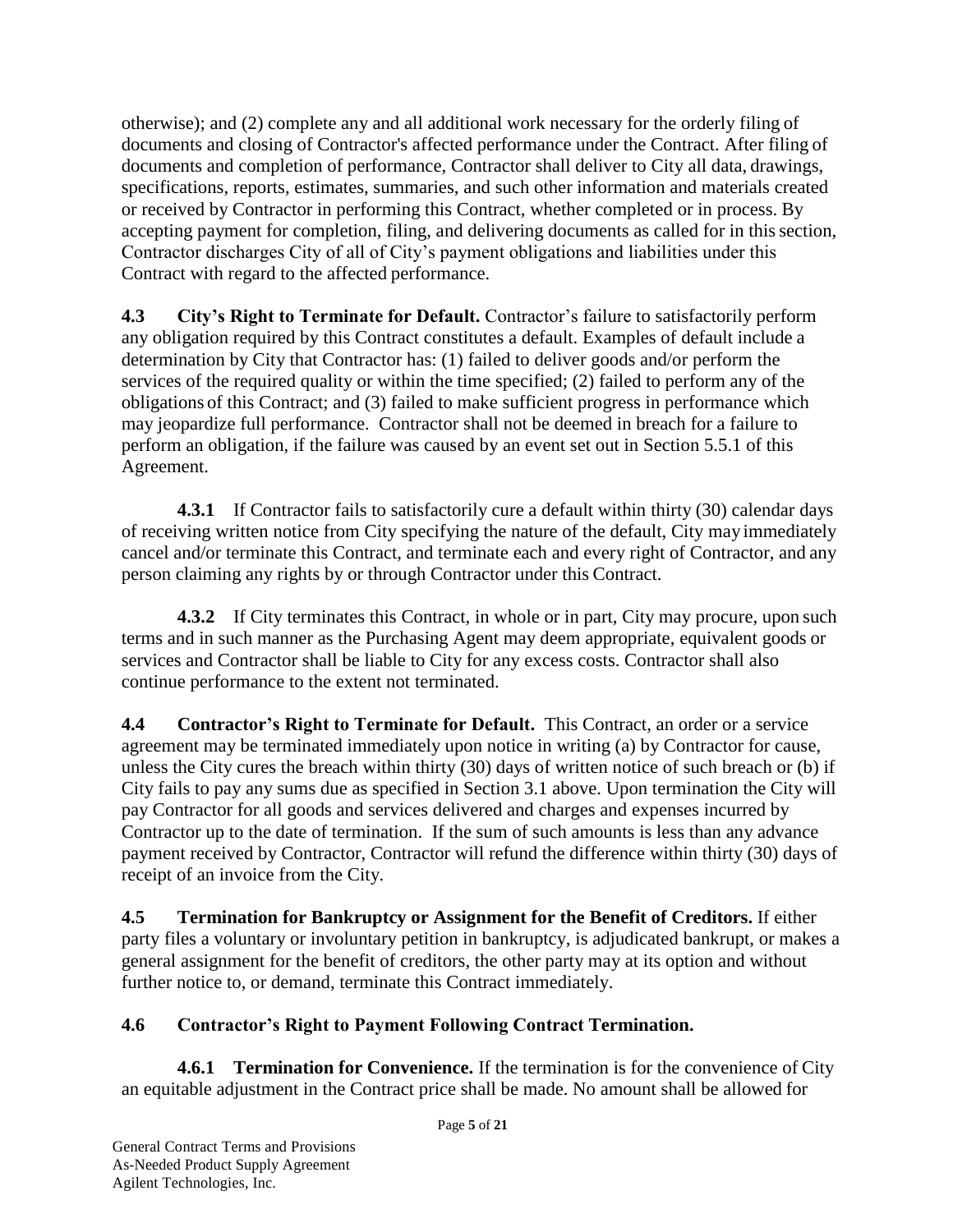otherwise); and (2) complete any and all additional work necessary for the orderly filing of documents and closing of Contractor's affected performance under the Contract. After filing of documents and completion of performance, Contractor shall deliver to City all data, drawings, specifications, reports, estimates, summaries, and such other information and materials created or received by Contractor in performing this Contract, whether completed or in process. By accepting payment for completion, filing, and delivering documents as called for in this section, Contractor discharges City of all of City's payment obligations and liabilities under this Contract with regard to the affected performance.

**4.3 City's Right to Terminate for Default.** Contractor's failure to satisfactorily perform any obligation required by this Contract constitutes a default. Examples of default include a determination by City that Contractor has: (1) failed to deliver goods and/or perform the services of the required quality or within the time specified; (2) failed to perform any of the obligations of this Contract; and (3) failed to make sufficient progress in performance which may jeopardize full performance. Contractor shall not be deemed in breach for a failure to perform an obligation, if the failure was caused by an event set out in Section 5.5.1 of this Agreement.

**4.3.1** If Contractor fails to satisfactorily cure a default within thirty (30) calendar days of receiving written notice from City specifying the nature of the default, City may immediately cancel and/or terminate this Contract, and terminate each and every right of Contractor, and any person claiming any rights by or through Contractor under this Contract.

**4.3.2** If City terminates this Contract, in whole or in part, City may procure, upon such terms and in such manner as the Purchasing Agent may deem appropriate, equivalent goods or services and Contractor shall be liable to City for any excess costs. Contractor shall also continue performance to the extent not terminated.

**4.4 Contractor's Right to Terminate for Default.** This Contract, an order or a service agreement may be terminated immediately upon notice in writing (a) by Contractor for cause, unless the City cures the breach within thirty (30) days of written notice of such breach or (b) if City fails to pay any sums due as specified in Section 3.1 above. Upon termination the City will pay Contractor for all goods and services delivered and charges and expenses incurred by Contractor up to the date of termination. If the sum of such amounts is less than any advance payment received by Contractor, Contractor will refund the difference within thirty (30) days of receipt of an invoice from the City.

**4.5 Termination for Bankruptcy or Assignment for the Benefit of Creditors.** If either party files a voluntary or involuntary petition in bankruptcy, is adjudicated bankrupt, or makes a general assignment for the benefit of creditors, the other party may at its option and without further notice to, or demand, terminate this Contract immediately.

**4.6 Contractor's Right to Payment Following Contract Termination.**

**4.6.1 Termination for Convenience.** If the termination is for the convenience of City an equitable adjustment in the Contract price shall be made. No amount shall be allowed for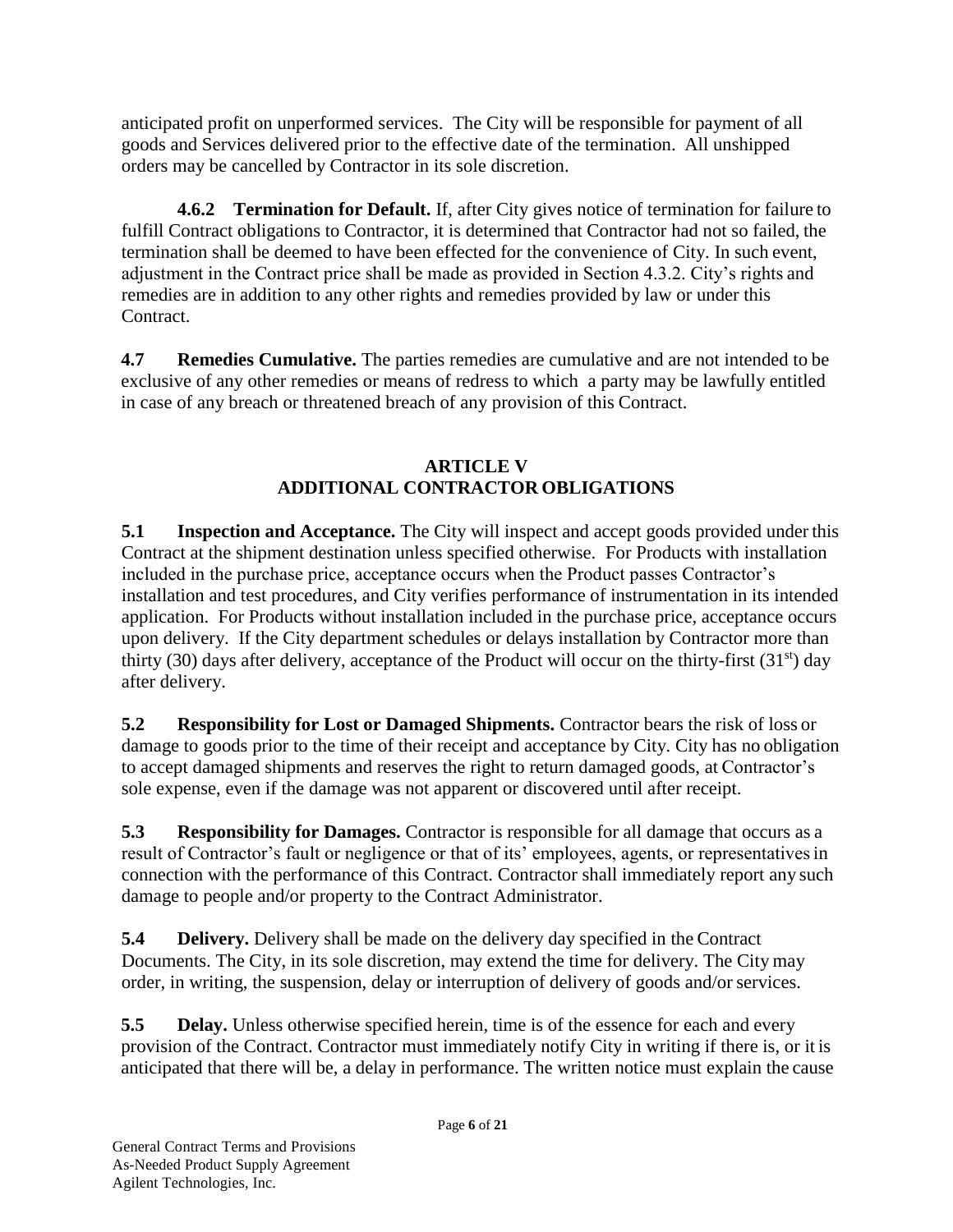anticipated profit on unperformed services. The City will be responsible for payment of all goods and Services delivered prior to the effective date of the termination. All unshipped orders may be cancelled by Contractor in its sole discretion.

**4.6.2 Termination for Default.** If, after City gives notice of termination for failure to fulfill Contract obligations to Contractor, it is determined that Contractor had not so failed, the termination shall be deemed to have been effected for the convenience of City. In such event, adjustment in the Contract price shall be made as provided in Section 4.3.2. City's rights and remedies are in addition to any other rights and remedies provided by law or under this Contract.

**4.7 Remedies Cumulative.** The parties remedies are cumulative and are not intended to be exclusive of any other remedies or means of redress to which a party may be lawfully entitled in case of any breach or threatened breach of any provision of this Contract.

## ARTICLE V
## ADDITIONAL CONTRACTOR OBLIGATIONS

**5.1 Inspection and Acceptance.** The City will inspect and accept goods provided under this Contract at the shipment destination unless specified otherwise. For Products with installation included in the purchase price, acceptance occurs when the Product passes Contractor's installation and test procedures, and City verifies performance of instrumentation in its intended application. For Products without installation included in the purchase price, acceptance occurs upon delivery. If the City department schedules or delays installation by Contractor more than thirty (30) days after delivery, acceptance of the Product will occur on the thirty-first (31st) day after delivery.

**5.2 Responsibility for Lost or Damaged Shipments.** Contractor bears the risk of loss or damage to goods prior to the time of their receipt and acceptance by City. City has no obligation to accept damaged shipments and reserves the right to return damaged goods, at Contractor's sole expense, even if the damage was not apparent or discovered until after receipt.

**5.3 Responsibility for Damages.** Contractor is responsible for all damage that occurs as a result of Contractor's fault or negligence or that of its' employees, agents, or representatives in connection with the performance of this Contract. Contractor shall immediately report any such damage to people and/or property to the Contract Administrator.

**5.4 Delivery.** Delivery shall be made on the delivery day specified in the Contract Documents. The City, in its sole discretion, may extend the time for delivery. The City may order, in writing, the suspension, delay or interruption of delivery of goods and/or services.

**5.5 Delay.** Unless otherwise specified herein, time is of the essence for each and every provision of the Contract. Contractor must immediately notify City in writing if there is, or it is anticipated that there will be, a delay in performance. The written notice must explain the cause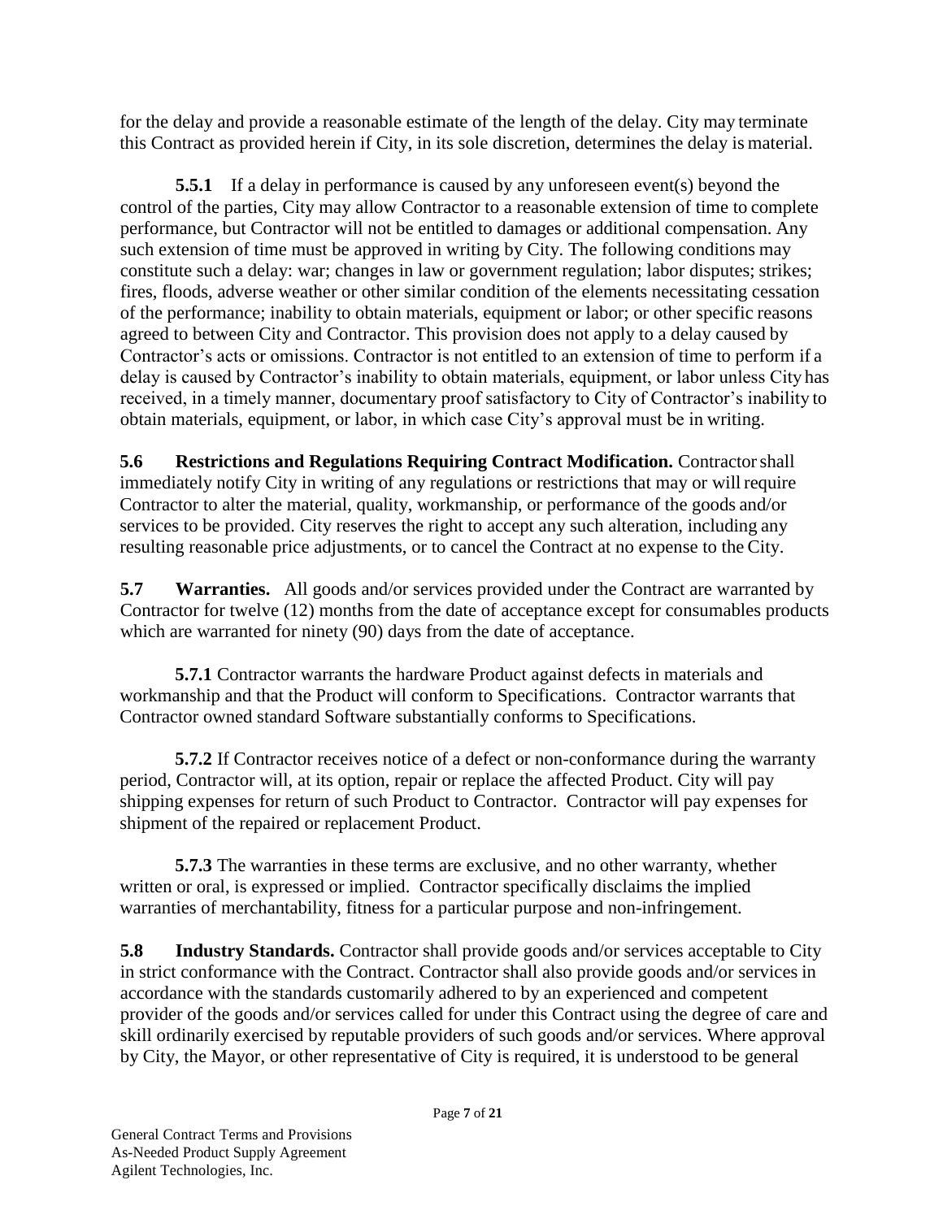for the delay and provide a reasonable estimate of the length of the delay. City may terminate this Contract as provided herein if City, in its sole discretion, determines the delay is material.

**5.5.1** If a delay in performance is caused by any unforeseen event(s) beyond the control of the parties, City may allow Contractor to a reasonable extension of time to complete performance, but Contractor will not be entitled to damages or additional compensation. Any such extension of time must be approved in writing by City. The following conditions may constitute such a delay: war; changes in law or government regulation; labor disputes; strikes; fires, floods, adverse weather or other similar condition of the elements necessitating cessation of the performance; inability to obtain materials, equipment or labor; or other specific reasons agreed to between City and Contractor. This provision does not apply to a delay caused by Contractor's acts or omissions. Contractor is not entitled to an extension of time to perform if a delay is caused by Contractor's inability to obtain materials, equipment, or labor unless City has received, in a timely manner, documentary proof satisfactory to City of Contractor's inability to obtain materials, equipment, or labor, in which case City's approval must be in writing.

**5.6 Restrictions and Regulations Requiring Contract Modification.** Contractor shall immediately notify City in writing of any regulations or restrictions that may or will require Contractor to alter the material, quality, workmanship, or performance of the goods and/or services to be provided. City reserves the right to accept any such alteration, including any resulting reasonable price adjustments, or to cancel the Contract at no expense to the City.

**5.7 Warranties.** All goods and/or services provided under the Contract are warranted by Contractor for twelve (12) months from the date of acceptance except for consumables products which are warranted for ninety (90) days from the date of acceptance.

**5.7.1** Contractor warrants the hardware Product against defects in materials and workmanship and that the Product will conform to Specifications. Contractor warrants that Contractor owned standard Software substantially conforms to Specifications.

**5.7.2** If Contractor receives notice of a defect or non-conformance during the warranty period, Contractor will, at its option, repair or replace the affected Product. City will pay shipping expenses for return of such Product to Contractor. Contractor will pay expenses for shipment of the repaired or replacement Product.

**5.7.3** The warranties in these terms are exclusive, and no other warranty, whether written or oral, is expressed or implied. Contractor specifically disclaims the implied warranties of merchantability, fitness for a particular purpose and non-infringement.

**5.8 Industry Standards.** Contractor shall provide goods and/or services acceptable to City in strict conformance with the Contract. Contractor shall also provide goods and/or services in accordance with the standards customarily adhered to by an experienced and competent provider of the goods and/or services called for under this Contract using the degree of care and skill ordinarily exercised by reputable providers of such goods and/or services. Where approval by City, the Mayor, or other representative of City is required, it is understood to be general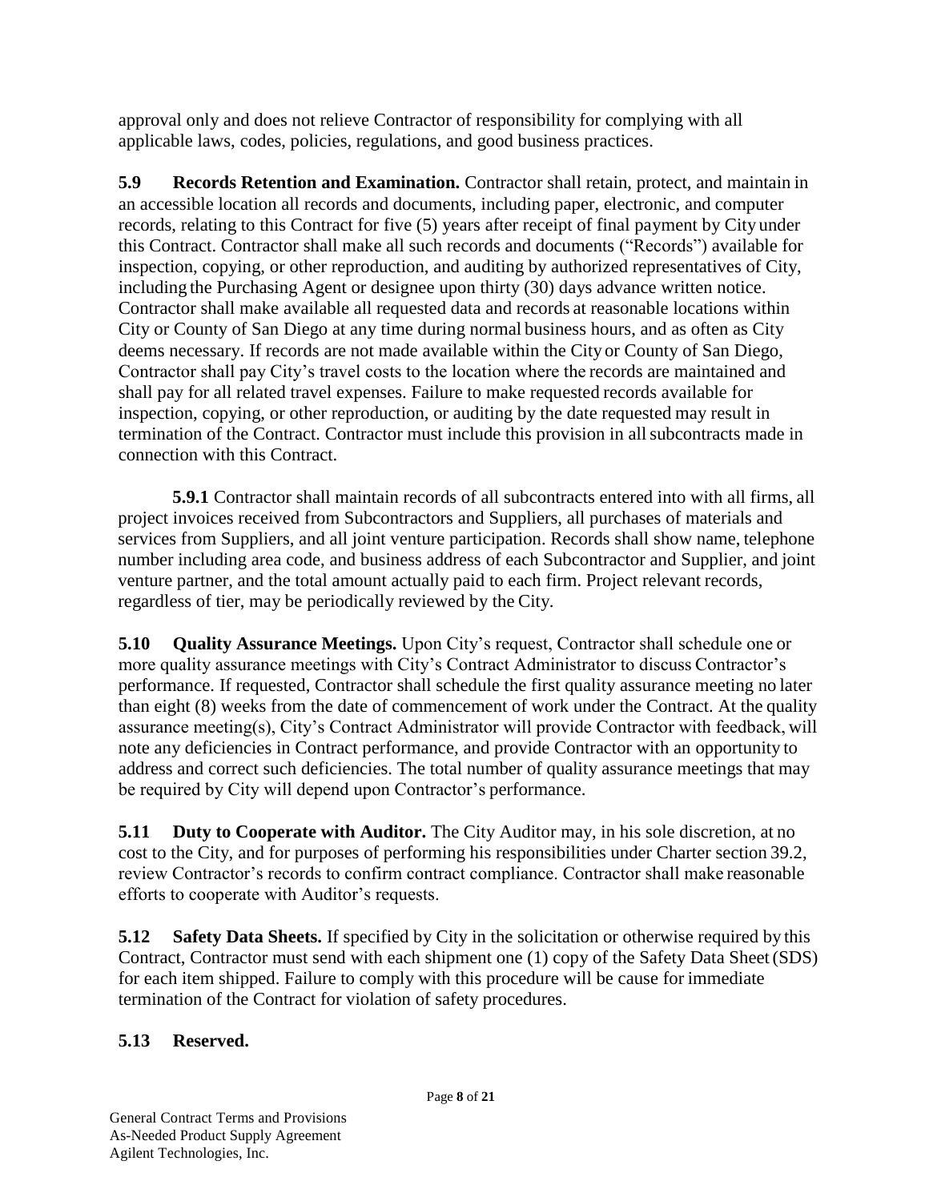approval only and does not relieve Contractor of responsibility for complying with all applicable laws, codes, policies, regulations, and good business practices.

**5.9 Records Retention and Examination.** Contractor shall retain, protect, and maintain in an accessible location all records and documents, including paper, electronic, and computer records, relating to this Contract for five (5) years after receipt of final payment by City under this Contract. Contractor shall make all such records and documents ("Records") available for inspection, copying, or other reproduction, and auditing by authorized representatives of City, including the Purchasing Agent or designee upon thirty (30) days advance written notice. Contractor shall make available all requested data and records at reasonable locations within City or County of San Diego at any time during normal business hours, and as often as City deems necessary. If records are not made available within the City or County of San Diego, Contractor shall pay City's travel costs to the location where the records are maintained and shall pay for all related travel expenses. Failure to make requested records available for inspection, copying, or other reproduction, or auditing by the date requested may result in termination of the Contract. Contractor must include this provision in all subcontracts made in connection with this Contract.

**5.9.1** Contractor shall maintain records of all subcontracts entered into with all firms, all project invoices received from Subcontractors and Suppliers, all purchases of materials and services from Suppliers, and all joint venture participation. Records shall show name, telephone number including area code, and business address of each Subcontractor and Supplier, and joint venture partner, and the total amount actually paid to each firm. Project relevant records, regardless of tier, may be periodically reviewed by the City.

**5.10 Quality Assurance Meetings.** Upon City's request, Contractor shall schedule one or more quality assurance meetings with City's Contract Administrator to discuss Contractor's performance. If requested, Contractor shall schedule the first quality assurance meeting no later than eight (8) weeks from the date of commencement of work under the Contract. At the quality assurance meeting(s), City's Contract Administrator will provide Contractor with feedback, will note any deficiencies in Contract performance, and provide Contractor with an opportunity to address and correct such deficiencies. The total number of quality assurance meetings that may be required by City will depend upon Contractor's performance.

**5.11 Duty to Cooperate with Auditor.** The City Auditor may, in his sole discretion, at no cost to the City, and for purposes of performing his responsibilities under Charter section 39.2, review Contractor's records to confirm contract compliance. Contractor shall make reasonable efforts to cooperate with Auditor's requests.

**5.12 Safety Data Sheets.** If specified by City in the solicitation or otherwise required by this Contract, Contractor must send with each shipment one (1) copy of the Safety Data Sheet (SDS) for each item shipped. Failure to comply with this procedure will be cause for immediate termination of the Contract for violation of safety procedures.

**5.13 Reserved.**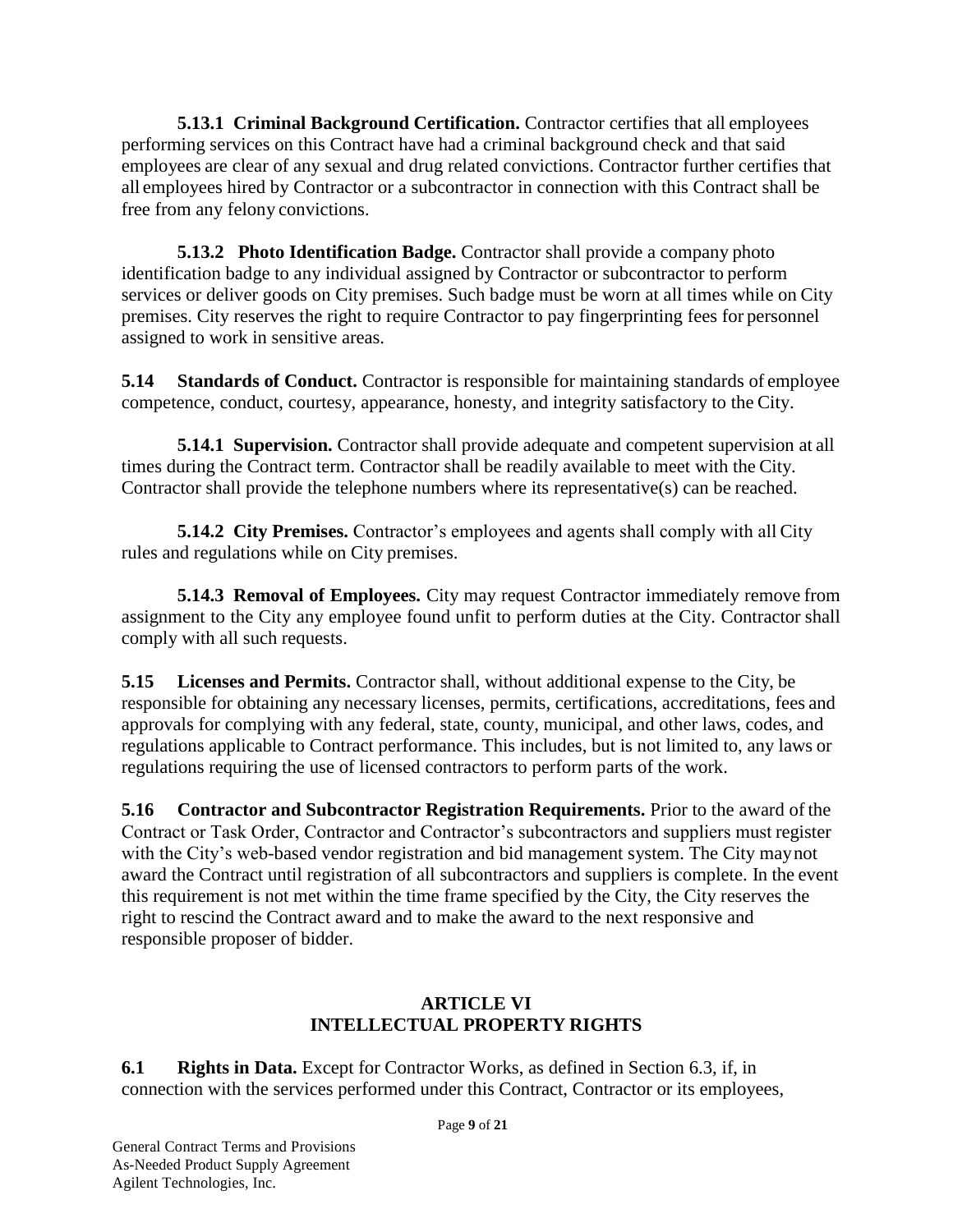**5.13.1 Criminal Background Certification.** Contractor certifies that all employees performing services on this Contract have had a criminal background check and that said employees are clear of any sexual and drug related convictions. Contractor further certifies that all employees hired by Contractor or a subcontractor in connection with this Contract shall be free from any felony convictions.

**5.13.2 Photo Identification Badge.** Contractor shall provide a company photo identification badge to any individual assigned by Contractor or subcontractor to perform services or deliver goods on City premises. Such badge must be worn at all times while on City premises. City reserves the right to require Contractor to pay fingerprinting fees for personnel assigned to work in sensitive areas.

**5.14 Standards of Conduct.** Contractor is responsible for maintaining standards of employee competence, conduct, courtesy, appearance, honesty, and integrity satisfactory to the City.

**5.14.1 Supervision.** Contractor shall provide adequate and competent supervision at all times during the Contract term. Contractor shall be readily available to meet with the City. Contractor shall provide the telephone numbers where its representative(s) can be reached.

**5.14.2 City Premises.** Contractor's employees and agents shall comply with all City rules and regulations while on City premises.

**5.14.3 Removal of Employees.** City may request Contractor immediately remove from assignment to the City any employee found unfit to perform duties at the City. Contractor shall comply with all such requests.

**5.15 Licenses and Permits.** Contractor shall, without additional expense to the City, be responsible for obtaining any necessary licenses, permits, certifications, accreditations, fees and approvals for complying with any federal, state, county, municipal, and other laws, codes, and regulations applicable to Contract performance. This includes, but is not limited to, any laws or regulations requiring the use of licensed contractors to perform parts of the work.

**5.16 Contractor and Subcontractor Registration Requirements.** Prior to the award of the Contract or Task Order, Contractor and Contractor's subcontractors and suppliers must register with the City's web-based vendor registration and bid management system. The City may not award the Contract until registration of all subcontractors and suppliers is complete. In the event this requirement is not met within the time frame specified by the City, the City reserves the right to rescind the Contract award and to make the award to the next responsive and responsible proposer of bidder.

## ARTICLE VI
## INTELLECTUAL PROPERTY RIGHTS

**6.1 Rights in Data.** Except for Contractor Works, as defined in Section 6.3, if, in connection with the services performed under this Contract, Contractor or its employees,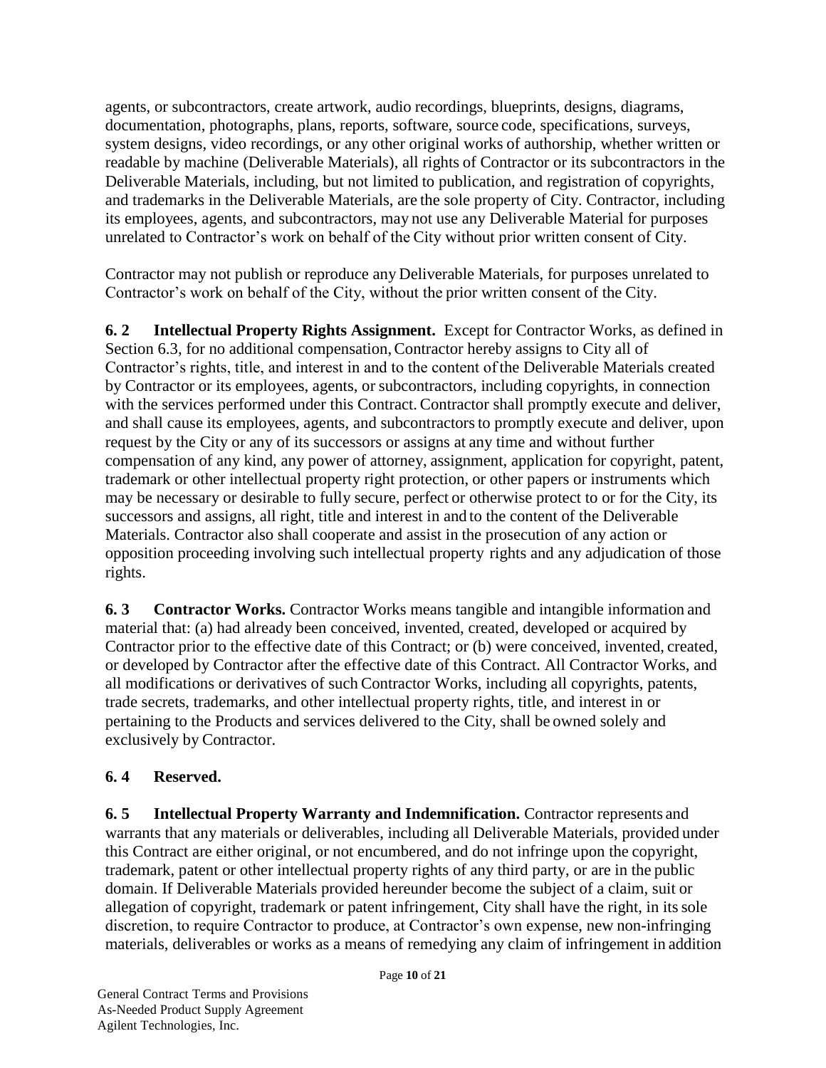agents, or subcontractors, create artwork, audio recordings, blueprints, designs, diagrams, documentation, photographs, plans, reports, software, source code, specifications, surveys, system designs, video recordings, or any other original works of authorship, whether written or readable by machine (Deliverable Materials), all rights of Contractor or its subcontractors in the Deliverable Materials, including, but not limited to publication, and registration of copyrights, and trademarks in the Deliverable Materials, are the sole property of City. Contractor, including its employees, agents, and subcontractors, may not use any Deliverable Material for purposes unrelated to Contractor's work on behalf of the City without prior written consent of City.

Contractor may not publish or reproduce any Deliverable Materials, for purposes unrelated to Contractor's work on behalf of the City, without the prior written consent of the City.

**6. 2 Intellectual Property Rights Assignment.** Except for Contractor Works, as defined in Section 6.3, for no additional compensation, Contractor hereby assigns to City all of Contractor's rights, title, and interest in and to the content of the Deliverable Materials created by Contractor or its employees, agents, or subcontractors, including copyrights, in connection with the services performed under this Contract. Contractor shall promptly execute and deliver, and shall cause its employees, agents, and subcontractors to promptly execute and deliver, upon request by the City or any of its successors or assigns at any time and without further compensation of any kind, any power of attorney, assignment, application for copyright, patent, trademark or other intellectual property right protection, or other papers or instruments which may be necessary or desirable to fully secure, perfect or otherwise protect to or for the City, its successors and assigns, all right, title and interest in and to the content of the Deliverable Materials. Contractor also shall cooperate and assist in the prosecution of any action or opposition proceeding involving such intellectual property rights and any adjudication of those rights.

**6. 3 Contractor Works.** Contractor Works means tangible and intangible information and material that: (a) had already been conceived, invented, created, developed or acquired by Contractor prior to the effective date of this Contract; or (b) were conceived, invented, created, or developed by Contractor after the effective date of this Contract. All Contractor Works, and all modifications or derivatives of such Contractor Works, including all copyrights, patents, trade secrets, trademarks, and other intellectual property rights, title, and interest in or pertaining to the Products and services delivered to the City, shall be owned solely and exclusively by Contractor.

**6. 4 Reserved.**

**6. 5 Intellectual Property Warranty and Indemnification.** Contractor represents and warrants that any materials or deliverables, including all Deliverable Materials, provided under this Contract are either original, or not encumbered, and do not infringe upon the copyright, trademark, patent or other intellectual property rights of any third party, or are in the public domain. If Deliverable Materials provided hereunder become the subject of a claim, suit or allegation of copyright, trademark or patent infringement, City shall have the right, in its sole discretion, to require Contractor to produce, at Contractor's own expense, new non-infringing materials, deliverables or works as a means of remedying any claim of infringement in addition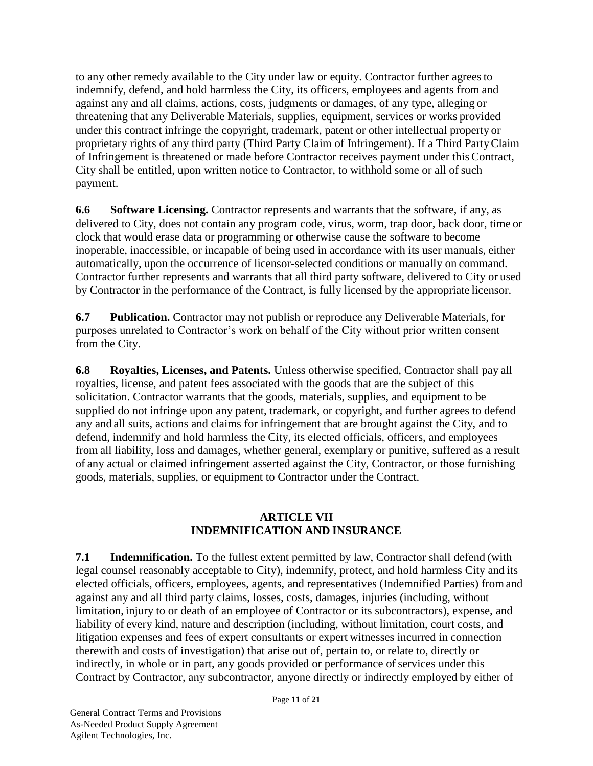to any other remedy available to the City under law or equity. Contractor further agrees to indemnify, defend, and hold harmless the City, its officers, employees and agents from and against any and all claims, actions, costs, judgments or damages, of any type, alleging or threatening that any Deliverable Materials, supplies, equipment, services or works provided under this contract infringe the copyright, trademark, patent or other intellectual property or proprietary rights of any third party (Third Party Claim of Infringement). If a Third Party Claim of Infringement is threatened or made before Contractor receives payment under this Contract, City shall be entitled, upon written notice to Contractor, to withhold some or all of such payment.

**6.6 Software Licensing.** Contractor represents and warrants that the software, if any, as delivered to City, does not contain any program code, virus, worm, trap door, back door, time or clock that would erase data or programming or otherwise cause the software to become inoperable, inaccessible, or incapable of being used in accordance with its user manuals, either automatically, upon the occurrence of licensor-selected conditions or manually on command. Contractor further represents and warrants that all third party software, delivered to City or used by Contractor in the performance of the Contract, is fully licensed by the appropriate licensor.

**6.7 Publication.** Contractor may not publish or reproduce any Deliverable Materials, for purposes unrelated to Contractor's work on behalf of the City without prior written consent from the City.

**6.8 Royalties, Licenses, and Patents.** Unless otherwise specified, Contractor shall pay all royalties, license, and patent fees associated with the goods that are the subject of this solicitation. Contractor warrants that the goods, materials, supplies, and equipment to be supplied do not infringe upon any patent, trademark, or copyright, and further agrees to defend any and all suits, actions and claims for infringement that are brought against the City, and to defend, indemnify and hold harmless the City, its elected officials, officers, and employees from all liability, loss and damages, whether general, exemplary or punitive, suffered as a result of any actual or claimed infringement asserted against the City, Contractor, or those furnishing goods, materials, supplies, or equipment to Contractor under the Contract.

## ARTICLE VII
## INDEMNIFICATION AND INSURANCE

**7.1 Indemnification.** To the fullest extent permitted by law, Contractor shall defend (with legal counsel reasonably acceptable to City), indemnify, protect, and hold harmless City and its elected officials, officers, employees, agents, and representatives (Indemnified Parties) from and against any and all third party claims, losses, costs, damages, injuries (including, without limitation, injury to or death of an employee of Contractor or its subcontractors), expense, and liability of every kind, nature and description (including, without limitation, court costs, and litigation expenses and fees of expert consultants or expert witnesses incurred in connection therewith and costs of investigation) that arise out of, pertain to, or relate to, directly or indirectly, in whole or in part, any goods provided or performance of services under this Contract by Contractor, any subcontractor, anyone directly or indirectly employed by either of

General Contract Terms and Provisions
As-Needed Product Supply Agreement
Agilent Technologies, Inc.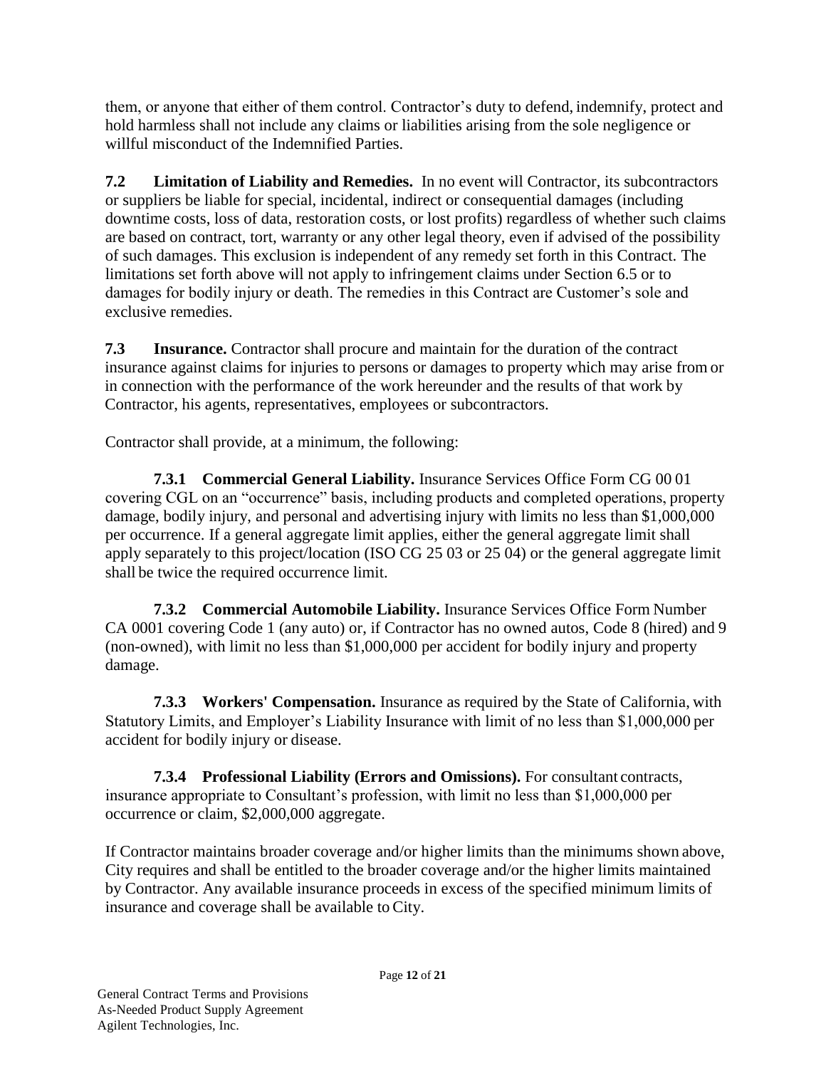them, or anyone that either of them control. Contractor's duty to defend, indemnify, protect and hold harmless shall not include any claims or liabilities arising from the sole negligence or willful misconduct of the Indemnified Parties.

**7.2 Limitation of Liability and Remedies.** In no event will Contractor, its subcontractors or suppliers be liable for special, incidental, indirect or consequential damages (including downtime costs, loss of data, restoration costs, or lost profits) regardless of whether such claims are based on contract, tort, warranty or any other legal theory, even if advised of the possibility of such damages. This exclusion is independent of any remedy set forth in this Contract. The limitations set forth above will not apply to infringement claims under Section 6.5 or to damages for bodily injury or death. The remedies in this Contract are Customer's sole and exclusive remedies.

**7.3 Insurance.** Contractor shall procure and maintain for the duration of the contract insurance against claims for injuries to persons or damages to property which may arise from or in connection with the performance of the work hereunder and the results of that work by Contractor, his agents, representatives, employees or subcontractors.

Contractor shall provide, at a minimum, the following:

**7.3.1 Commercial General Liability.** Insurance Services Office Form CG 00 01 covering CGL on an "occurrence" basis, including products and completed operations, property damage, bodily injury, and personal and advertising injury with limits no less than $1,000,000 per occurrence. If a general aggregate limit applies, either the general aggregate limit shall apply separately to this project/location (ISO CG 25 03 or 25 04) or the general aggregate limit shall be twice the required occurrence limit.

**7.3.2 Commercial Automobile Liability.** Insurance Services Office Form Number CA 0001 covering Code 1 (any auto) or, if Contractor has no owned autos, Code 8 (hired) and 9 (non-owned), with limit no less than $1,000,000 per accident for bodily injury and property damage.

**7.3.3 Workers' Compensation.** Insurance as required by the State of California, with Statutory Limits, and Employer's Liability Insurance with limit of no less than $1,000,000 per accident for bodily injury or disease.

**7.3.4 Professional Liability (Errors and Omissions).** For consultant contracts, insurance appropriate to Consultant's profession, with limit no less than $1,000,000 per occurrence or claim, $2,000,000 aggregate.

If Contractor maintains broader coverage and/or higher limits than the minimums shown above, City requires and shall be entitled to the broader coverage and/or the higher limits maintained by Contractor. Any available insurance proceeds in excess of the specified minimum limits of insurance and coverage shall be available to City.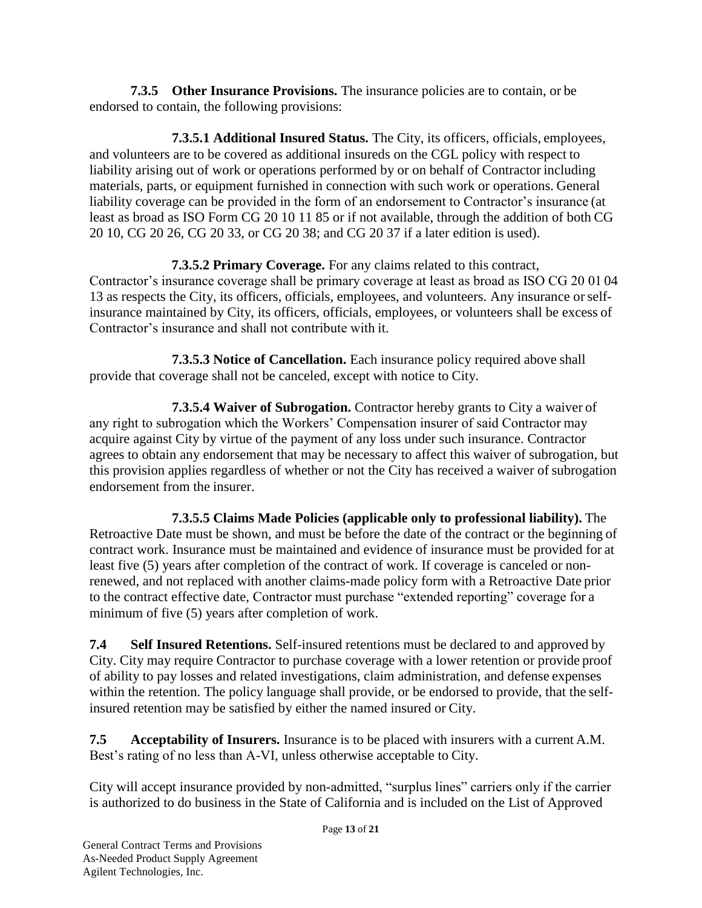**7.3.5 Other Insurance Provisions.** The insurance policies are to contain, or be endorsed to contain, the following provisions:

**7.3.5.1 Additional Insured Status.** The City, its officers, officials, employees, and volunteers are to be covered as additional insureds on the CGL policy with respect to liability arising out of work or operations performed by or on behalf of Contractor including materials, parts, or equipment furnished in connection with such work or operations. General liability coverage can be provided in the form of an endorsement to Contractor's insurance (at least as broad as ISO Form CG 20 10 11 85 or if not available, through the addition of both CG 20 10, CG 20 26, CG 20 33, or CG 20 38; and CG 20 37 if a later edition is used).

**7.3.5.2 Primary Coverage.** For any claims related to this contract, Contractor's insurance coverage shall be primary coverage at least as broad as ISO CG 20 01 04 13 as respects the City, its officers, officials, employees, and volunteers. Any insurance or self-insurance maintained by City, its officers, officials, employees, or volunteers shall be excess of Contractor's insurance and shall not contribute with it.

**7.3.5.3 Notice of Cancellation.** Each insurance policy required above shall provide that coverage shall not be canceled, except with notice to City.

**7.3.5.4 Waiver of Subrogation.** Contractor hereby grants to City a waiver of any right to subrogation which the Workers' Compensation insurer of said Contractor may acquire against City by virtue of the payment of any loss under such insurance. Contractor agrees to obtain any endorsement that may be necessary to affect this waiver of subrogation, but this provision applies regardless of whether or not the City has received a waiver of subrogation endorsement from the insurer.

**7.3.5.5 Claims Made Policies (applicable only to professional liability).** The Retroactive Date must be shown, and must be before the date of the contract or the beginning of contract work. Insurance must be maintained and evidence of insurance must be provided for at least five (5) years after completion of the contract of work. If coverage is canceled or non-renewed, and not replaced with another claims-made policy form with a Retroactive Date prior to the contract effective date, Contractor must purchase "extended reporting" coverage for a minimum of five (5) years after completion of work.

**7.4 Self Insured Retentions.** Self-insured retentions must be declared to and approved by City. City may require Contractor to purchase coverage with a lower retention or provide proof of ability to pay losses and related investigations, claim administration, and defense expenses within the retention. The policy language shall provide, or be endorsed to provide, that the self-insured retention may be satisfied by either the named insured or City.

**7.5 Acceptability of Insurers.** Insurance is to be placed with insurers with a current A.M. Best's rating of no less than A-VI, unless otherwise acceptable to City.

City will accept insurance provided by non-admitted, "surplus lines" carriers only if the carrier is authorized to do business in the State of California and is included on the List of Approved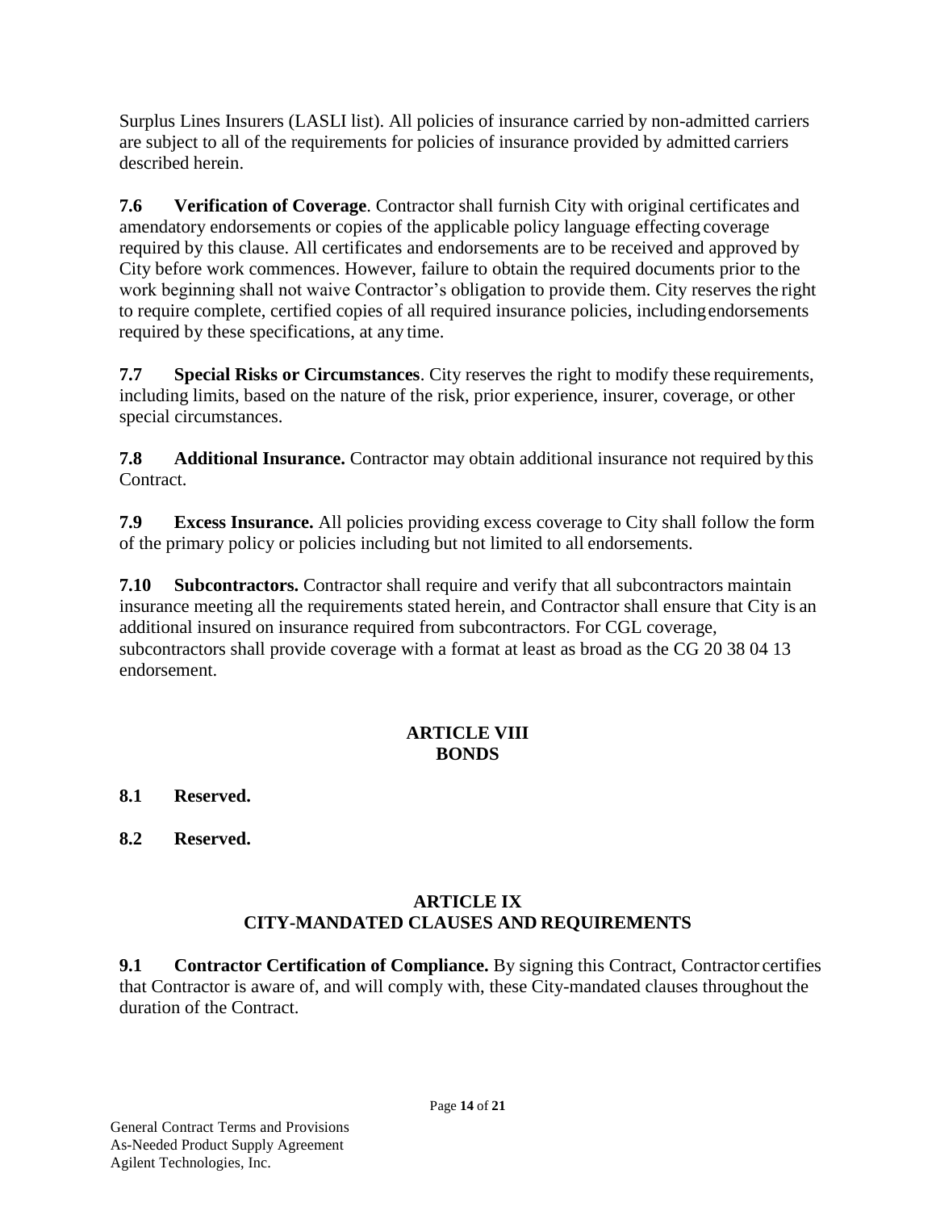Surplus Lines Insurers (LASLI list). All policies of insurance carried by non-admitted carriers are subject to all of the requirements for policies of insurance provided by admitted carriers described herein.

**7.6 Verification of Coverage**. Contractor shall furnish City with original certificates and amendatory endorsements or copies of the applicable policy language effecting coverage required by this clause. All certificates and endorsements are to be received and approved by City before work commences. However, failure to obtain the required documents prior to the work beginning shall not waive Contractor's obligation to provide them. City reserves the right to require complete, certified copies of all required insurance policies, including endorsements required by these specifications, at any time.

**7.7 Special Risks or Circumstances**. City reserves the right to modify these requirements, including limits, based on the nature of the risk, prior experience, insurer, coverage, or other special circumstances.

**7.8 Additional Insurance.** Contractor may obtain additional insurance not required by this Contract.

**7.9 Excess Insurance.** All policies providing excess coverage to City shall follow the form of the primary policy or policies including but not limited to all endorsements.

**7.10 Subcontractors.** Contractor shall require and verify that all subcontractors maintain insurance meeting all the requirements stated herein, and Contractor shall ensure that City is an additional insured on insurance required from subcontractors. For CGL coverage, subcontractors shall provide coverage with a format at least as broad as the CG 20 38 04 13 endorsement.

## ARTICLE VIII
## BONDS

**8.1 Reserved.**

**8.2 Reserved.**

## ARTICLE IX
## CITY-MANDATED CLAUSES AND REQUIREMENTS

**9.1 Contractor Certification of Compliance.** By signing this Contract, Contractor certifies that Contractor is aware of, and will comply with, these City-mandated clauses throughout the duration of the Contract.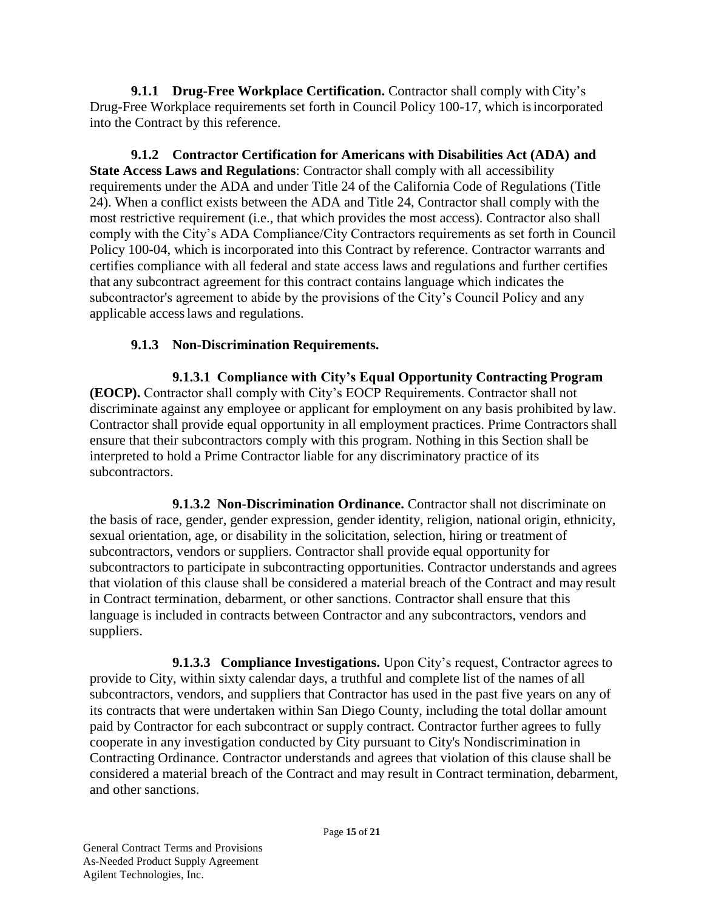**9.1.1 Drug-Free Workplace Certification.** Contractor shall comply with City's Drug-Free Workplace requirements set forth in Council Policy 100-17, which is incorporated into the Contract by this reference.

**9.1.2 Contractor Certification for Americans with Disabilities Act (ADA) and State Access Laws and Regulations**: Contractor shall comply with all accessibility requirements under the ADA and under Title 24 of the California Code of Regulations (Title 24). When a conflict exists between the ADA and Title 24, Contractor shall comply with the most restrictive requirement (i.e., that which provides the most access). Contractor also shall comply with the City's ADA Compliance/City Contractors requirements as set forth in Council Policy 100-04, which is incorporated into this Contract by reference. Contractor warrants and certifies compliance with all federal and state access laws and regulations and further certifies that any subcontract agreement for this contract contains language which indicates the subcontractor's agreement to abide by the provisions of the City's Council Policy and any applicable access laws and regulations.

**9.1.3 Non-Discrimination Requirements.**

**9.1.3.1 Compliance with City's Equal Opportunity Contracting Program (EOCP).** Contractor shall comply with City's EOCP Requirements. Contractor shall not discriminate against any employee or applicant for employment on any basis prohibited by law. Contractor shall provide equal opportunity in all employment practices. Prime Contractors shall ensure that their subcontractors comply with this program. Nothing in this Section shall be interpreted to hold a Prime Contractor liable for any discriminatory practice of its subcontractors.

**9.1.3.2 Non-Discrimination Ordinance.** Contractor shall not discriminate on the basis of race, gender, gender expression, gender identity, religion, national origin, ethnicity, sexual orientation, age, or disability in the solicitation, selection, hiring or treatment of subcontractors, vendors or suppliers. Contractor shall provide equal opportunity for subcontractors to participate in subcontracting opportunities. Contractor understands and agrees that violation of this clause shall be considered a material breach of the Contract and may result in Contract termination, debarment, or other sanctions. Contractor shall ensure that this language is included in contracts between Contractor and any subcontractors, vendors and suppliers.

**9.1.3.3 Compliance Investigations.** Upon City's request, Contractor agrees to provide to City, within sixty calendar days, a truthful and complete list of the names of all subcontractors, vendors, and suppliers that Contractor has used in the past five years on any of its contracts that were undertaken within San Diego County, including the total dollar amount paid by Contractor for each subcontract or supply contract. Contractor further agrees to fully cooperate in any investigation conducted by City pursuant to City's Nondiscrimination in Contracting Ordinance. Contractor understands and agrees that violation of this clause shall be considered a material breach of the Contract and may result in Contract termination, debarment, and other sanctions.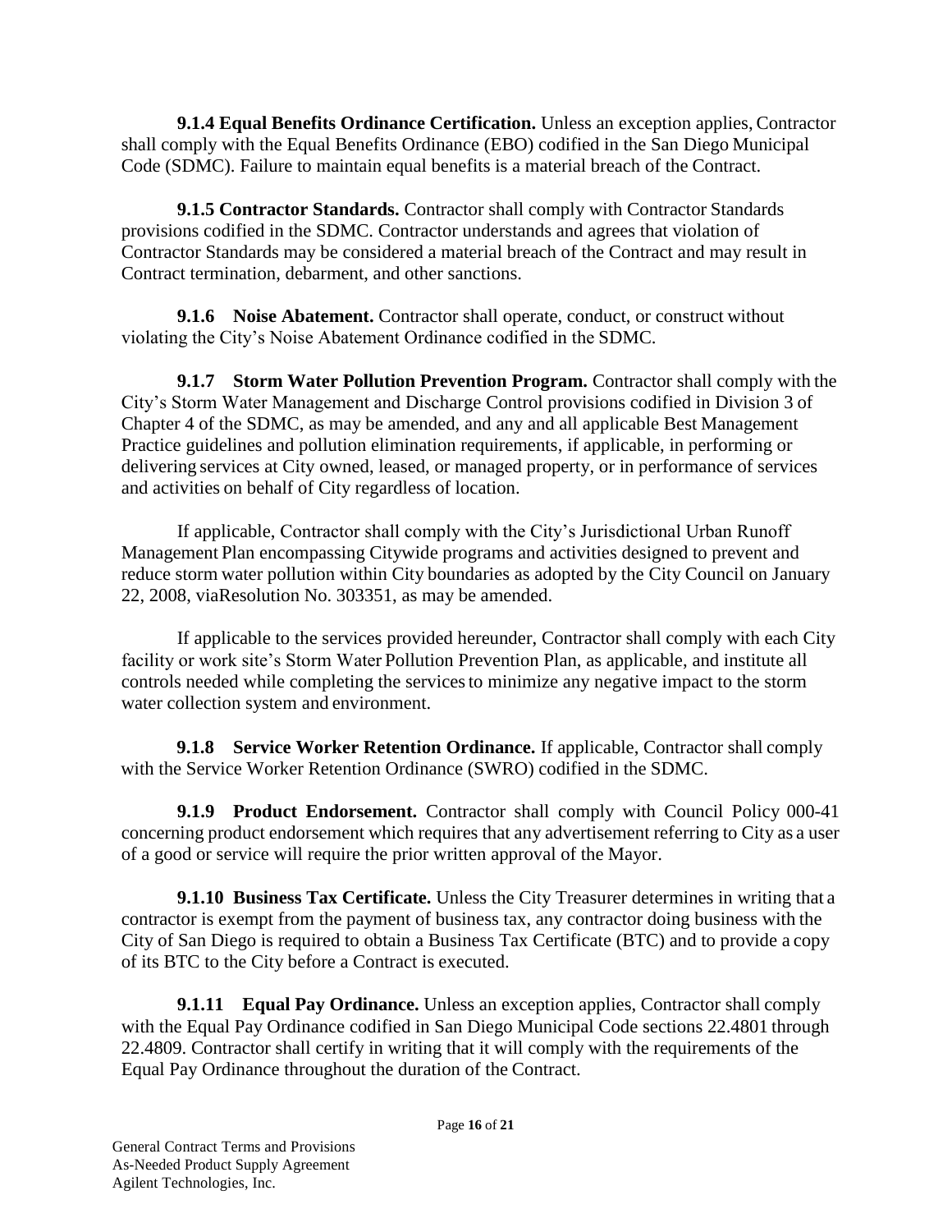**9.1.4 Equal Benefits Ordinance Certification.** Unless an exception applies, Contractor shall comply with the Equal Benefits Ordinance (EBO) codified in the San Diego Municipal Code (SDMC). Failure to maintain equal benefits is a material breach of the Contract.

**9.1.5 Contractor Standards.** Contractor shall comply with Contractor Standards provisions codified in the SDMC. Contractor understands and agrees that violation of Contractor Standards may be considered a material breach of the Contract and may result in Contract termination, debarment, and other sanctions.

**9.1.6 Noise Abatement.** Contractor shall operate, conduct, or construct without violating the City's Noise Abatement Ordinance codified in the SDMC.

**9.1.7 Storm Water Pollution Prevention Program.** Contractor shall comply with the City's Storm Water Management and Discharge Control provisions codified in Division 3 of Chapter 4 of the SDMC, as may be amended, and any and all applicable Best Management Practice guidelines and pollution elimination requirements, if applicable, in performing or delivering services at City owned, leased, or managed property, or in performance of services and activities on behalf of City regardless of location.

If applicable, Contractor shall comply with the City's Jurisdictional Urban Runoff Management Plan encompassing Citywide programs and activities designed to prevent and reduce storm water pollution within City boundaries as adopted by the City Council on January 22, 2008, viaResolution No. 303351, as may be amended.

If applicable to the services provided hereunder, Contractor shall comply with each City facility or work site's Storm Water Pollution Prevention Plan, as applicable, and institute all controls needed while completing the services to minimize any negative impact to the storm water collection system and environment.

**9.1.8 Service Worker Retention Ordinance.** If applicable, Contractor shall comply with the Service Worker Retention Ordinance (SWRO) codified in the SDMC.

**9.1.9 Product Endorsement.** Contractor shall comply with Council Policy 000-41 concerning product endorsement which requires that any advertisement referring to City as a user of a good or service will require the prior written approval of the Mayor.

**9.1.10 Business Tax Certificate.** Unless the City Treasurer determines in writing that a contractor is exempt from the payment of business tax, any contractor doing business with the City of San Diego is required to obtain a Business Tax Certificate (BTC) and to provide a copy of its BTC to the City before a Contract is executed.

**9.1.11 Equal Pay Ordinance.** Unless an exception applies, Contractor shall comply with the Equal Pay Ordinance codified in San Diego Municipal Code sections 22.4801 through 22.4809. Contractor shall certify in writing that it will comply with the requirements of the Equal Pay Ordinance throughout the duration of the Contract.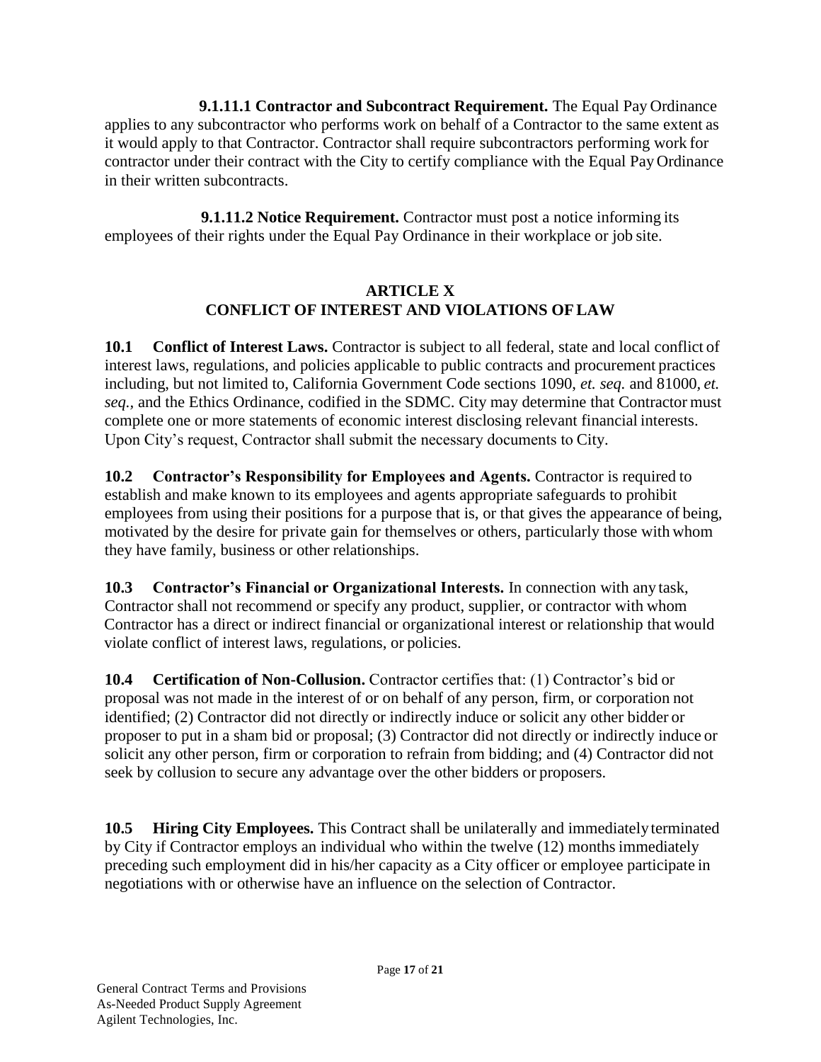**9.1.11.1 Contractor and Subcontract Requirement.** The Equal Pay Ordinance applies to any subcontractor who performs work on behalf of a Contractor to the same extent as it would apply to that Contractor. Contractor shall require subcontractors performing work for contractor under their contract with the City to certify compliance with the Equal Pay Ordinance in their written subcontracts.

**9.1.11.2 Notice Requirement.** Contractor must post a notice informing its employees of their rights under the Equal Pay Ordinance in their workplace or job site.

## ARTICLE X
## CONFLICT OF INTEREST AND VIOLATIONS OF LAW

**10.1 Conflict of Interest Laws.** Contractor is subject to all federal, state and local conflict of interest laws, regulations, and policies applicable to public contracts and procurement practices including, but not limited to, California Government Code sections 1090, *et. seq.* and 81000, *et. seq.*, and the Ethics Ordinance, codified in the SDMC. City may determine that Contractor must complete one or more statements of economic interest disclosing relevant financial interests. Upon City's request, Contractor shall submit the necessary documents to City.

**10.2 Contractor's Responsibility for Employees and Agents.** Contractor is required to establish and make known to its employees and agents appropriate safeguards to prohibit employees from using their positions for a purpose that is, or that gives the appearance of being, motivated by the desire for private gain for themselves or others, particularly those with whom they have family, business or other relationships.

**10.3 Contractor's Financial or Organizational Interests.** In connection with any task, Contractor shall not recommend or specify any product, supplier, or contractor with whom Contractor has a direct or indirect financial or organizational interest or relationship that would violate conflict of interest laws, regulations, or policies.

**10.4 Certification of Non-Collusion.** Contractor certifies that: (1) Contractor's bid or proposal was not made in the interest of or on behalf of any person, firm, or corporation not identified; (2) Contractor did not directly or indirectly induce or solicit any other bidder or proposer to put in a sham bid or proposal; (3) Contractor did not directly or indirectly induce or solicit any other person, firm or corporation to refrain from bidding; and (4) Contractor did not seek by collusion to secure any advantage over the other bidders or proposers.

**10.5 Hiring City Employees.** This Contract shall be unilaterally and immediately terminated by City if Contractor employs an individual who within the twelve (12) months immediately preceding such employment did in his/her capacity as a City officer or employee participate in negotiations with or otherwise have an influence on the selection of Contractor.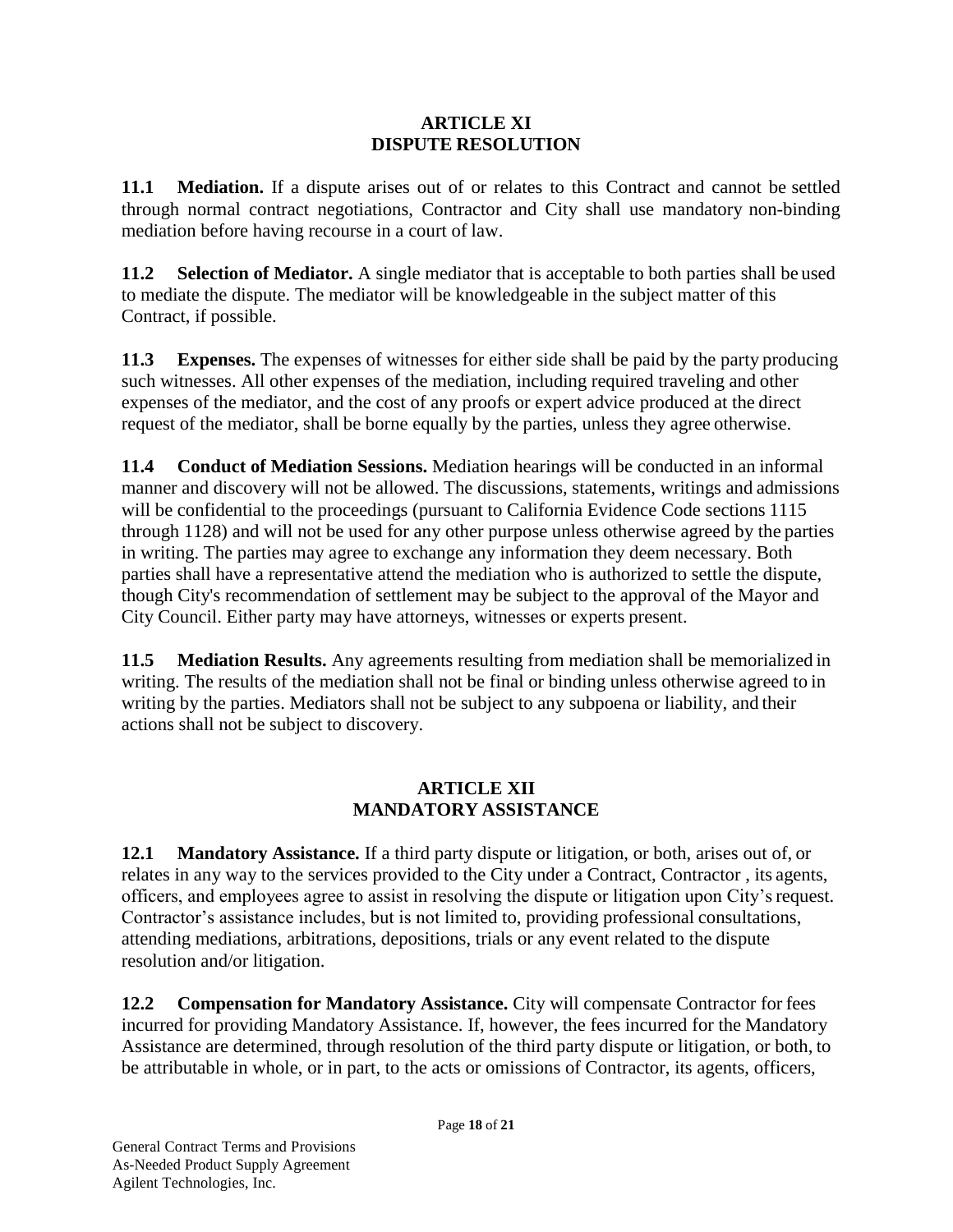## ARTICLE XI
## DISPUTE RESOLUTION

**11.1 Mediation.** If a dispute arises out of or relates to this Contract and cannot be settled through normal contract negotiations, Contractor and City shall use mandatory non-binding mediation before having recourse in a court of law.

**11.2 Selection of Mediator.** A single mediator that is acceptable to both parties shall be used to mediate the dispute. The mediator will be knowledgeable in the subject matter of this Contract, if possible.

**11.3 Expenses.** The expenses of witnesses for either side shall be paid by the party producing such witnesses. All other expenses of the mediation, including required traveling and other expenses of the mediator, and the cost of any proofs or expert advice produced at the direct request of the mediator, shall be borne equally by the parties, unless they agree otherwise.

**11.4 Conduct of Mediation Sessions.** Mediation hearings will be conducted in an informal manner and discovery will not be allowed. The discussions, statements, writings and admissions will be confidential to the proceedings (pursuant to California Evidence Code sections 1115 through 1128) and will not be used for any other purpose unless otherwise agreed by the parties in writing. The parties may agree to exchange any information they deem necessary. Both parties shall have a representative attend the mediation who is authorized to settle the dispute, though City's recommendation of settlement may be subject to the approval of the Mayor and City Council. Either party may have attorneys, witnesses or experts present.

**11.5 Mediation Results.** Any agreements resulting from mediation shall be memorialized in writing. The results of the mediation shall not be final or binding unless otherwise agreed to in writing by the parties. Mediators shall not be subject to any subpoena or liability, and their actions shall not be subject to discovery.

## ARTICLE XII
## MANDATORY ASSISTANCE

**12.1 Mandatory Assistance.** If a third party dispute or litigation, or both, arises out of, or relates in any way to the services provided to the City under a Contract, Contractor , its agents, officers, and employees agree to assist in resolving the dispute or litigation upon City's request. Contractor's assistance includes, but is not limited to, providing professional consultations, attending mediations, arbitrations, depositions, trials or any event related to the dispute resolution and/or litigation.

**12.2 Compensation for Mandatory Assistance.** City will compensate Contractor for fees incurred for providing Mandatory Assistance. If, however, the fees incurred for the Mandatory Assistance are determined, through resolution of the third party dispute or litigation, or both, to be attributable in whole, or in part, to the acts or omissions of Contractor, its agents, officers,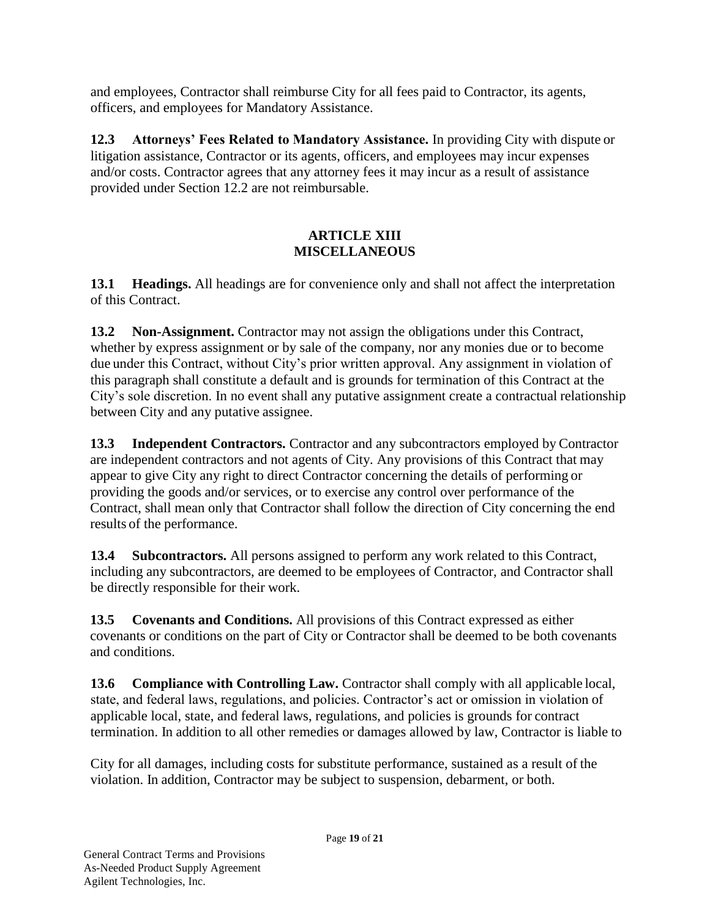and employees, Contractor shall reimburse City for all fees paid to Contractor, its agents, officers, and employees for Mandatory Assistance.

**12.3 Attorneys' Fees Related to Mandatory Assistance.** In providing City with dispute or litigation assistance, Contractor or its agents, officers, and employees may incur expenses and/or costs. Contractor agrees that any attorney fees it may incur as a result of assistance provided under Section 12.2 are not reimbursable.

## ARTICLE XIII
## MISCELLANEOUS

**13.1 Headings.** All headings are for convenience only and shall not affect the interpretation of this Contract.

**13.2 Non-Assignment.** Contractor may not assign the obligations under this Contract, whether by express assignment or by sale of the company, nor any monies due or to become due under this Contract, without City's prior written approval. Any assignment in violation of this paragraph shall constitute a default and is grounds for termination of this Contract at the City's sole discretion. In no event shall any putative assignment create a contractual relationship between City and any putative assignee.

**13.3 Independent Contractors.** Contractor and any subcontractors employed by Contractor are independent contractors and not agents of City. Any provisions of this Contract that may appear to give City any right to direct Contractor concerning the details of performing or providing the goods and/or services, or to exercise any control over performance of the Contract, shall mean only that Contractor shall follow the direction of City concerning the end results of the performance.

**13.4 Subcontractors.** All persons assigned to perform any work related to this Contract, including any subcontractors, are deemed to be employees of Contractor, and Contractor shall be directly responsible for their work.

**13.5 Covenants and Conditions.** All provisions of this Contract expressed as either covenants or conditions on the part of City or Contractor shall be deemed to be both covenants and conditions.

**13.6 Compliance with Controlling Law.** Contractor shall comply with all applicable local, state, and federal laws, regulations, and policies. Contractor's act or omission in violation of applicable local, state, and federal laws, regulations, and policies is grounds for contract termination. In addition to all other remedies or damages allowed by law, Contractor is liable to City for all damages, including costs for substitute performance, sustained as a result of the violation. In addition, Contractor may be subject to suspension, debarment, or both.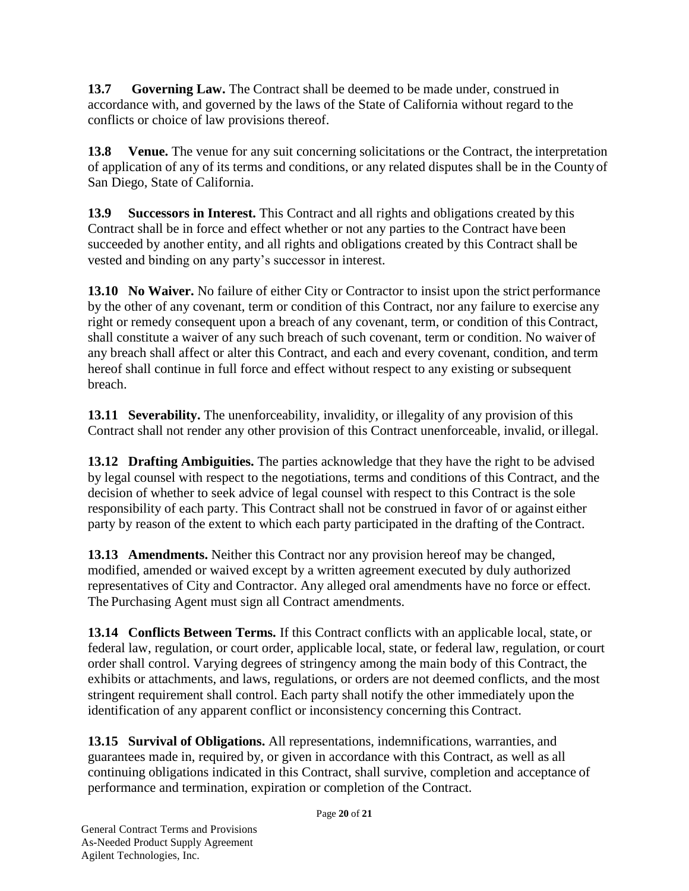**13.7 Governing Law.** The Contract shall be deemed to be made under, construed in accordance with, and governed by the laws of the State of California without regard to the conflicts or choice of law provisions thereof.

**13.8 Venue.** The venue for any suit concerning solicitations or the Contract, the interpretation of application of any of its terms and conditions, or any related disputes shall be in the County of San Diego, State of California.

**13.9 Successors in Interest.** This Contract and all rights and obligations created by this Contract shall be in force and effect whether or not any parties to the Contract have been succeeded by another entity, and all rights and obligations created by this Contract shall be vested and binding on any party's successor in interest.

**13.10 No Waiver.** No failure of either City or Contractor to insist upon the strict performance by the other of any covenant, term or condition of this Contract, nor any failure to exercise any right or remedy consequent upon a breach of any covenant, term, or condition of this Contract, shall constitute a waiver of any such breach of such covenant, term or condition. No waiver of any breach shall affect or alter this Contract, and each and every covenant, condition, and term hereof shall continue in full force and effect without respect to any existing or subsequent breach.

**13.11 Severability.** The unenforceability, invalidity, or illegality of any provision of this Contract shall not render any other provision of this Contract unenforceable, invalid, or illegal.

**13.12 Drafting Ambiguities.** The parties acknowledge that they have the right to be advised by legal counsel with respect to the negotiations, terms and conditions of this Contract, and the decision of whether to seek advice of legal counsel with respect to this Contract is the sole responsibility of each party. This Contract shall not be construed in favor of or against either party by reason of the extent to which each party participated in the drafting of the Contract.

**13.13 Amendments.** Neither this Contract nor any provision hereof may be changed, modified, amended or waived except by a written agreement executed by duly authorized representatives of City and Contractor. Any alleged oral amendments have no force or effect. The Purchasing Agent must sign all Contract amendments.

**13.14 Conflicts Between Terms.** If this Contract conflicts with an applicable local, state, or federal law, regulation, or court order, applicable local, state, or federal law, regulation, or court order shall control. Varying degrees of stringency among the main body of this Contract, the exhibits or attachments, and laws, regulations, or orders are not deemed conflicts, and the most stringent requirement shall control. Each party shall notify the other immediately upon the identification of any apparent conflict or inconsistency concerning this Contract.

**13.15 Survival of Obligations.** All representations, indemnifications, warranties, and guarantees made in, required by, or given in accordance with this Contract, as well as all continuing obligations indicated in this Contract, shall survive, completion and acceptance of performance and termination, expiration or completion of the Contract.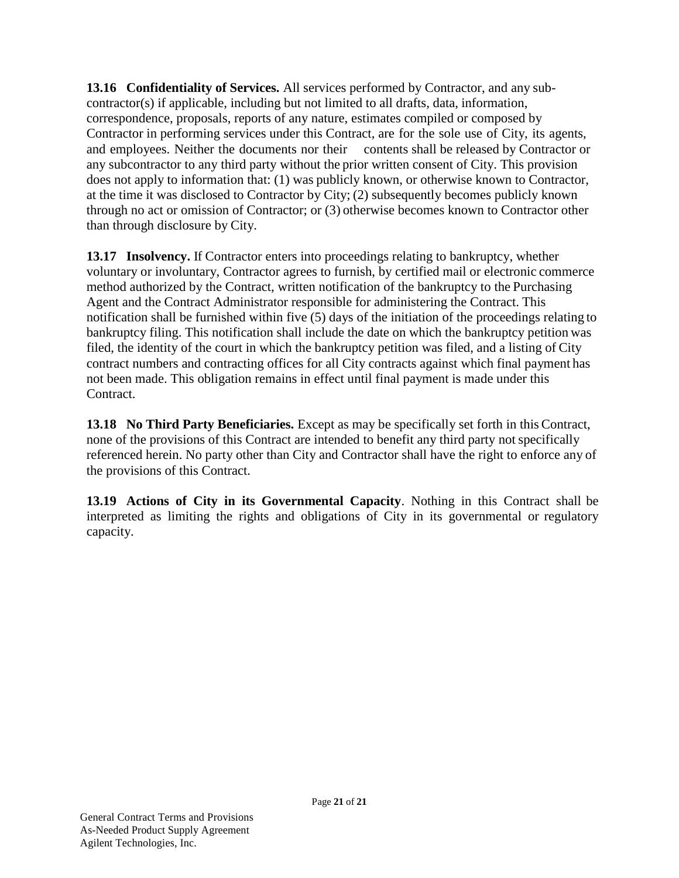**13.16 Confidentiality of Services.** All services performed by Contractor, and any sub-contractor(s) if applicable, including but not limited to all drafts, data, information, correspondence, proposals, reports of any nature, estimates compiled or composed by Contractor in performing services under this Contract, are for the sole use of City, its agents, and employees. Neither the documents nor their contents shall be released by Contractor or any subcontractor to any third party without the prior written consent of City. This provision does not apply to information that: (1) was publicly known, or otherwise known to Contractor, at the time it was disclosed to Contractor by City; (2) subsequently becomes publicly known through no act or omission of Contractor; or (3) otherwise becomes known to Contractor other than through disclosure by City.

**13.17 Insolvency.** If Contractor enters into proceedings relating to bankruptcy, whether voluntary or involuntary, Contractor agrees to furnish, by certified mail or electronic commerce method authorized by the Contract, written notification of the bankruptcy to the Purchasing Agent and the Contract Administrator responsible for administering the Contract. This notification shall be furnished within five (5) days of the initiation of the proceedings relating to bankruptcy filing. This notification shall include the date on which the bankruptcy petition was filed, the identity of the court in which the bankruptcy petition was filed, and a listing of City contract numbers and contracting offices for all City contracts against which final payment has not been made. This obligation remains in effect until final payment is made under this Contract.

**13.18 No Third Party Beneficiaries.** Except as may be specifically set forth in this Contract, none of the provisions of this Contract are intended to benefit any third party not specifically referenced herein. No party other than City and Contractor shall have the right to enforce any of the provisions of this Contract.

**13.19 Actions of City in its Governmental Capacity**. Nothing in this Contract shall be interpreted as limiting the rights and obligations of City in its governmental or regulatory capacity.